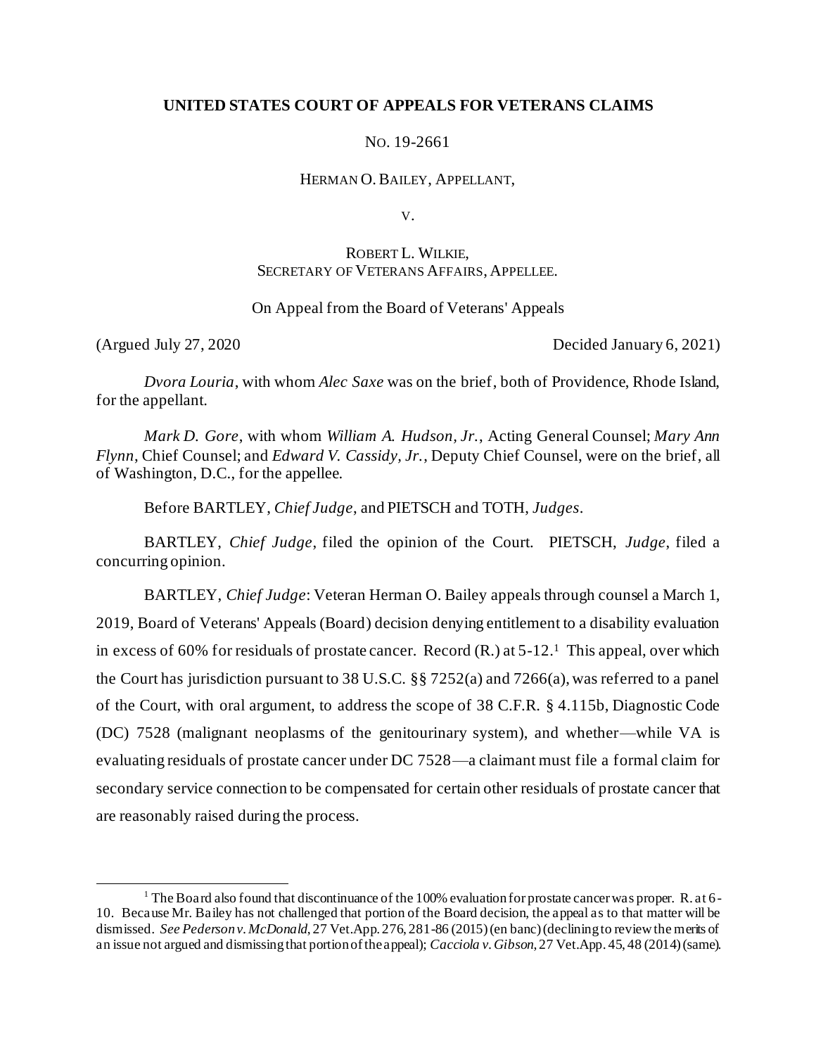**UNITED STATES COURT OF APPEALS FOR VETERANS CLAIMS**

NO. 19-2661

HERMAN O. BAILEY, APPELLANT,

V.

ROBERT L. WILKIE,
SECRETARY OF VETERANS AFFAIRS, APPELLEE.

On Appeal from the Board of Veterans' Appeals

(Argued July 27, 2020 Decided January 6, 2021)

*Dvora Louria*, with whom *Alec Saxe* was on the brief, both of Providence, Rhode Island, for the appellant.

*Mark D. Gore*, with whom *William A. Hudson, Jr.*, Acting General Counsel; *Mary Ann Flynn*, Chief Counsel; and *Edward V. Cassidy, Jr.*, Deputy Chief Counsel, were on the brief, all of Washington, D.C., for the appellee.

Before BARTLEY, *Chief Judge*, and PIETSCH and TOTH, *Judges*.

BARTLEY, *Chief Judge*, filed the opinion of the Court. PIETSCH, *Judge*, filed a concurring opinion.

BARTLEY, *Chief Judge*: Veteran Herman O. Bailey appeals through counsel a March 1, 2019, Board of Veterans' Appeals (Board) decision denying entitlement to a disability evaluation in excess of 60% for residuals of prostate cancer. Record (R.) at 5-12.[1] This appeal, over which the Court has jurisdiction pursuant to 38 U.S.C. §§ 7252(a) and 7266(a), was referred to a panel of the Court, with oral argument, to address the scope of 38 C.F.R. § 4.115b, Diagnostic Code (DC) 7528 (malignant neoplasms of the genitourinary system), and whether—while VA is evaluating residuals of prostate cancer under DC 7528—a claimant must file a formal claim for secondary service connection to be compensated for certain other residuals of prostate cancer that are reasonably raised during the process.

[1] The Board also found that discontinuance of the 100% evaluation for prostate cancer was proper. R. at 6-10. Because Mr. Bailey has not challenged that portion of the Board decision, the appeal as to that matter will be dismissed. *See Pederson v. McDonald*, 27 Vet.App. 276, 281-86 (2015) (en banc) (declining to review the merits of an issue not argued and dismissing that portion of the appeal); *Cacciola v. Gibson*, 27 Vet.App. 45, 48 (2014) (same).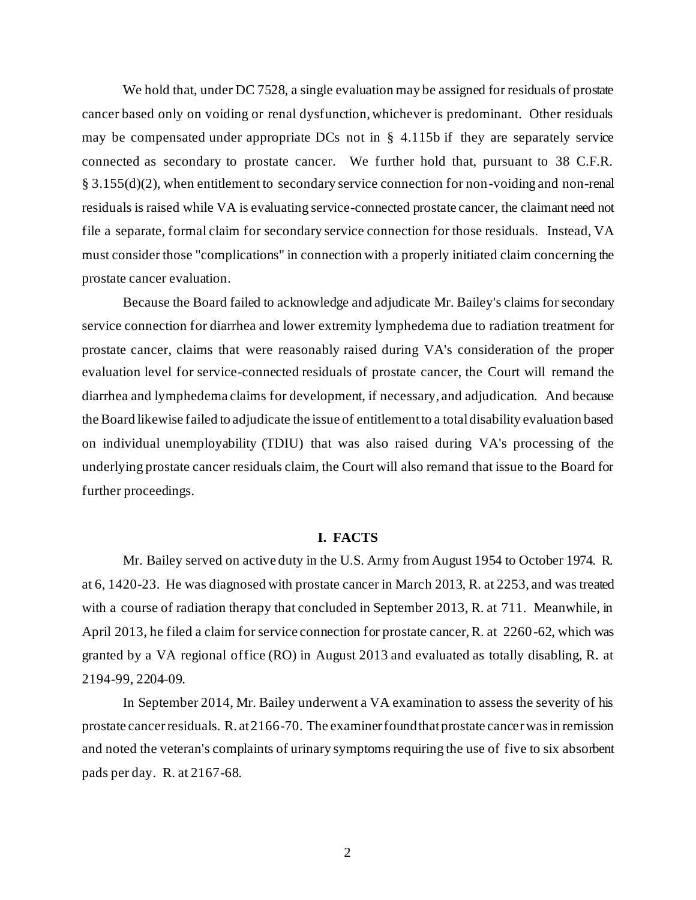We hold that, under DC 7528, a single evaluation may be assigned for residuals of prostate cancer based only on voiding or renal dysfunction, whichever is predominant. Other residuals may be compensated under appropriate DCs not in § 4.115b if they are separately service connected as secondary to prostate cancer. We further hold that, pursuant to 38 C.F.R. § 3.155(d)(2), when entitlement to secondary service connection for non-voiding and non-renal residuals is raised while VA is evaluating service-connected prostate cancer, the claimant need not file a separate, formal claim for secondary service connection for those residuals. Instead, VA must consider those "complications" in connection with a properly initiated claim concerning the prostate cancer evaluation.

Because the Board failed to acknowledge and adjudicate Mr. Bailey's claims for secondary service connection for diarrhea and lower extremity lymphedema due to radiation treatment for prostate cancer, claims that were reasonably raised during VA's consideration of the proper evaluation level for service-connected residuals of prostate cancer, the Court will remand the diarrhea and lymphedema claims for development, if necessary, and adjudication. And because the Board likewise failed to adjudicate the issue of entitlement to a total disability evaluation based on individual unemployability (TDIU) that was also raised during VA's processing of the underlying prostate cancer residuals claim, the Court will also remand that issue to the Board for further proceedings.

## I. FACTS

Mr. Bailey served on active duty in the U.S. Army from August 1954 to October 1974. R. at 6, 1420-23. He was diagnosed with prostate cancer in March 2013, R. at 2253, and was treated with a course of radiation therapy that concluded in September 2013, R. at 711. Meanwhile, in April 2013, he filed a claim for service connection for prostate cancer, R. at 2260-62, which was granted by a VA regional office (RO) in August 2013 and evaluated as totally disabling, R. at 2194-99, 2204-09.

In September 2014, Mr. Bailey underwent a VA examination to assess the severity of his prostate cancer residuals. R. at 2166-70. The examiner found that prostate cancer was in remission and noted the veteran's complaints of urinary symptoms requiring the use of five to six absorbent pads per day. R. at 2167-68.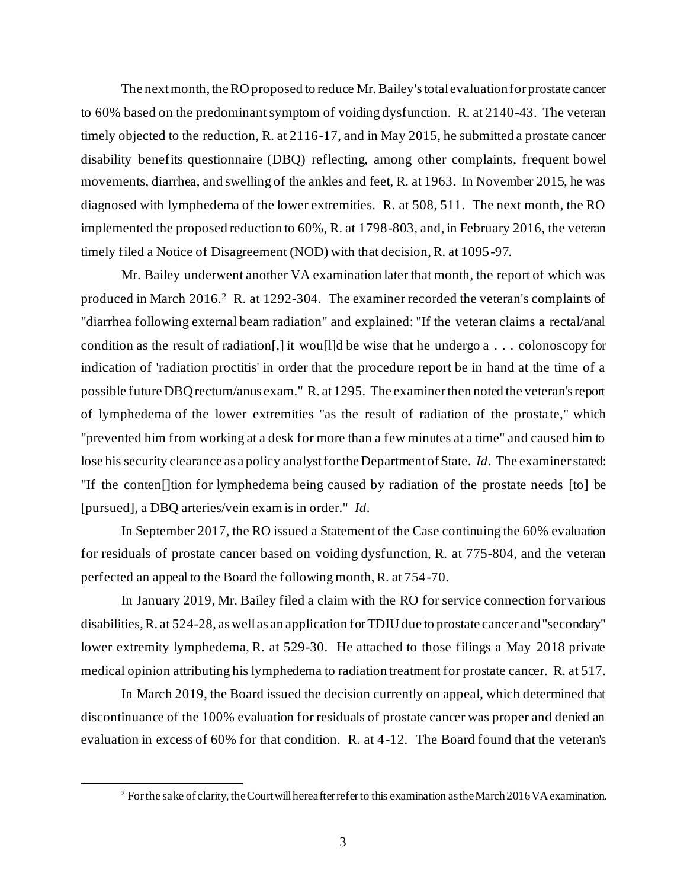The next month, the RO proposed to reduce Mr. Bailey's total evaluation for prostate cancer to 60% based on the predominant symptom of voiding dysfunction. R. at 2140-43. The veteran timely objected to the reduction, R. at 2116-17, and in May 2015, he submitted a prostate cancer disability benefits questionnaire (DBQ) reflecting, among other complaints, frequent bowel movements, diarrhea, and swelling of the ankles and feet, R. at 1963. In November 2015, he was diagnosed with lymphedema of the lower extremities. R. at 508, 511. The next month, the RO implemented the proposed reduction to 60%, R. at 1798-803, and, in February 2016, the veteran timely filed a Notice of Disagreement (NOD) with that decision, R. at 1095-97.

Mr. Bailey underwent another VA examination later that month, the report of which was produced in March 2016.[2] R. at 1292-304. The examiner recorded the veteran's complaints of "diarrhea following external beam radiation" and explained: "If the veteran claims a rectal/anal condition as the result of radiation[,] it wou[l]d be wise that he undergo a . . . colonoscopy for indication of 'radiation proctitis' in order that the procedure report be in hand at the time of a possible future DBQ rectum/anus exam." R. at 1295. The examiner then noted the veteran's report of lymphedema of the lower extremities "as the result of radiation of the prostate," which "prevented him from working at a desk for more than a few minutes at a time" and caused him to lose his security clearance as a policy analyst for the Department of State. *Id*. The examiner stated: "If the conten[]tion for lymphedema being caused by radiation of the prostate needs [to] be [pursued], a DBQ arteries/vein exam is in order." *Id*.

In September 2017, the RO issued a Statement of the Case continuing the 60% evaluation for residuals of prostate cancer based on voiding dysfunction, R. at 775-804, and the veteran perfected an appeal to the Board the following month, R. at 754-70.

In January 2019, Mr. Bailey filed a claim with the RO for service connection for various disabilities, R. at 524-28, as well as an application for TDIU due to prostate cancer and "secondary" lower extremity lymphedema, R. at 529-30. He attached to those filings a May 2018 private medical opinion attributing his lymphedema to radiation treatment for prostate cancer. R. at 517.

In March 2019, the Board issued the decision currently on appeal, which determined that discontinuance of the 100% evaluation for residuals of prostate cancer was proper and denied an evaluation in excess of 60% for that condition. R. at 4-12. The Board found that the veteran's

[2] For the sake of clarity, the Court will hereafter refer to this examination as the March 2016 VA examination.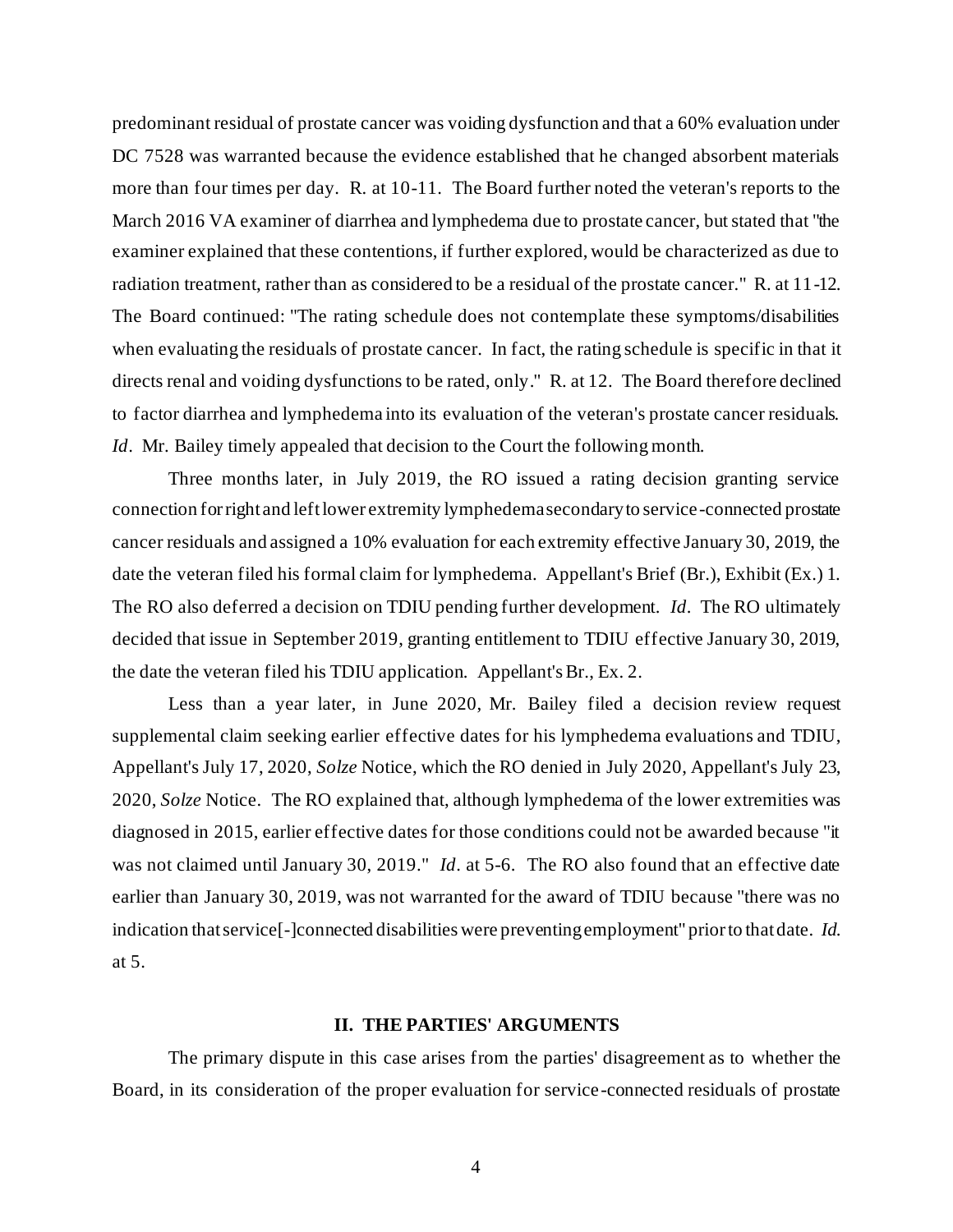predominant residual of prostate cancer was voiding dysfunction and that a 60% evaluation under DC 7528 was warranted because the evidence established that he changed absorbent materials more than four times per day. R. at 10-11. The Board further noted the veteran's reports to the March 2016 VA examiner of diarrhea and lymphedema due to prostate cancer, but stated that "the examiner explained that these contentions, if further explored, would be characterized as due to radiation treatment, rather than as considered to be a residual of the prostate cancer." R. at 11-12. The Board continued: "The rating schedule does not contemplate these symptoms/disabilities when evaluating the residuals of prostate cancer. In fact, the rating schedule is specific in that it directs renal and voiding dysfunctions to be rated, only." R. at 12. The Board therefore declined to factor diarrhea and lymphedema into its evaluation of the veteran's prostate cancer residuals. *Id*. Mr. Bailey timely appealed that decision to the Court the following month.

Three months later, in July 2019, the RO issued a rating decision granting service connection for right and left lower extremity lymphedema secondary to service-connected prostate cancer residuals and assigned a 10% evaluation for each extremity effective January 30, 2019, the date the veteran filed his formal claim for lymphedema. Appellant's Brief (Br.), Exhibit (Ex.) 1. The RO also deferred a decision on TDIU pending further development. *Id*. The RO ultimately decided that issue in September 2019, granting entitlement to TDIU effective January 30, 2019, the date the veteran filed his TDIU application. Appellant's Br., Ex. 2.

Less than a year later, in June 2020, Mr. Bailey filed a decision review request supplemental claim seeking earlier effective dates for his lymphedema evaluations and TDIU, Appellant's July 17, 2020, *Solze* Notice, which the RO denied in July 2020, Appellant's July 23, 2020, *Solze* Notice. The RO explained that, although lymphedema of the lower extremities was diagnosed in 2015, earlier effective dates for those conditions could not be awarded because "it was not claimed until January 30, 2019." *Id*. at 5-6. The RO also found that an effective date earlier than January 30, 2019, was not warranted for the award of TDIU because "there was no indication that service[-]connected disabilities were preventing employment" prior to that date. *Id*. at 5.

## II. THE PARTIES' ARGUMENTS

The primary dispute in this case arises from the parties' disagreement as to whether the Board, in its consideration of the proper evaluation for service-connected residuals of prostate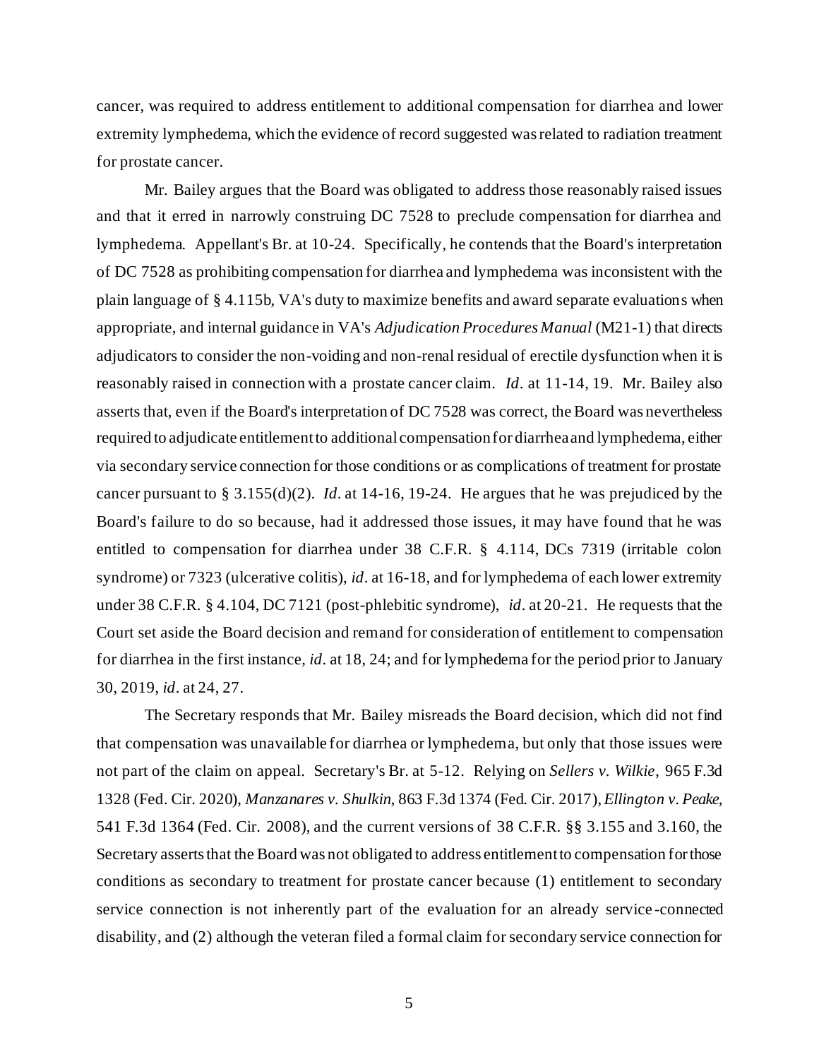cancer, was required to address entitlement to additional compensation for diarrhea and lower extremity lymphedema, which the evidence of record suggested was related to radiation treatment for prostate cancer.

Mr. Bailey argues that the Board was obligated to address those reasonably raised issues and that it erred in narrowly construing DC 7528 to preclude compensation for diarrhea and lymphedema. Appellant's Br. at 10-24. Specifically, he contends that the Board's interpretation of DC 7528 as prohibiting compensation for diarrhea and lymphedema was inconsistent with the plain language of § 4.115b, VA's duty to maximize benefits and award separate evaluations when appropriate, and internal guidance in VA's *Adjudication Procedures Manual* (M21-1) that directs adjudicators to consider the non-voiding and non-renal residual of erectile dysfunction when it is reasonably raised in connection with a prostate cancer claim. *Id*. at 11-14, 19. Mr. Bailey also asserts that, even if the Board's interpretation of DC 7528 was correct, the Board was nevertheless required to adjudicate entitlement to additional compensation for diarrhea and lymphedema, either via secondary service connection for those conditions or as complications of treatment for prostate cancer pursuant to § 3.155(d)(2). *Id*. at 14-16, 19-24. He argues that he was prejudiced by the Board's failure to do so because, had it addressed those issues, it may have found that he was entitled to compensation for diarrhea under 38 C.F.R. § 4.114, DCs 7319 (irritable colon syndrome) or 7323 (ulcerative colitis), *id*. at 16-18, and for lymphedema of each lower extremity under 38 C.F.R. § 4.104, DC 7121 (post-phlebitic syndrome), *id*. at 20-21. He requests that the Court set aside the Board decision and remand for consideration of entitlement to compensation for diarrhea in the first instance, *id*. at 18, 24; and for lymphedema for the period prior to January 30, 2019, *id*. at 24, 27.

The Secretary responds that Mr. Bailey misreads the Board decision, which did not find that compensation was unavailable for diarrhea or lymphedema, but only that those issues were not part of the claim on appeal. Secretary's Br. at 5-12. Relying on *Sellers v. Wilkie*, 965 F.3d 1328 (Fed. Cir. 2020), *Manzanares v. Shulkin*, 863 F.3d 1374 (Fed. Cir. 2017), *Ellington v. Peake*, 541 F.3d 1364 (Fed. Cir. 2008), and the current versions of 38 C.F.R. §§ 3.155 and 3.160, the Secretary asserts that the Board was not obligated to address entitlement to compensation for those conditions as secondary to treatment for prostate cancer because (1) entitlement to secondary service connection is not inherently part of the evaluation for an already service-connected disability, and (2) although the veteran filed a formal claim for secondary service connection for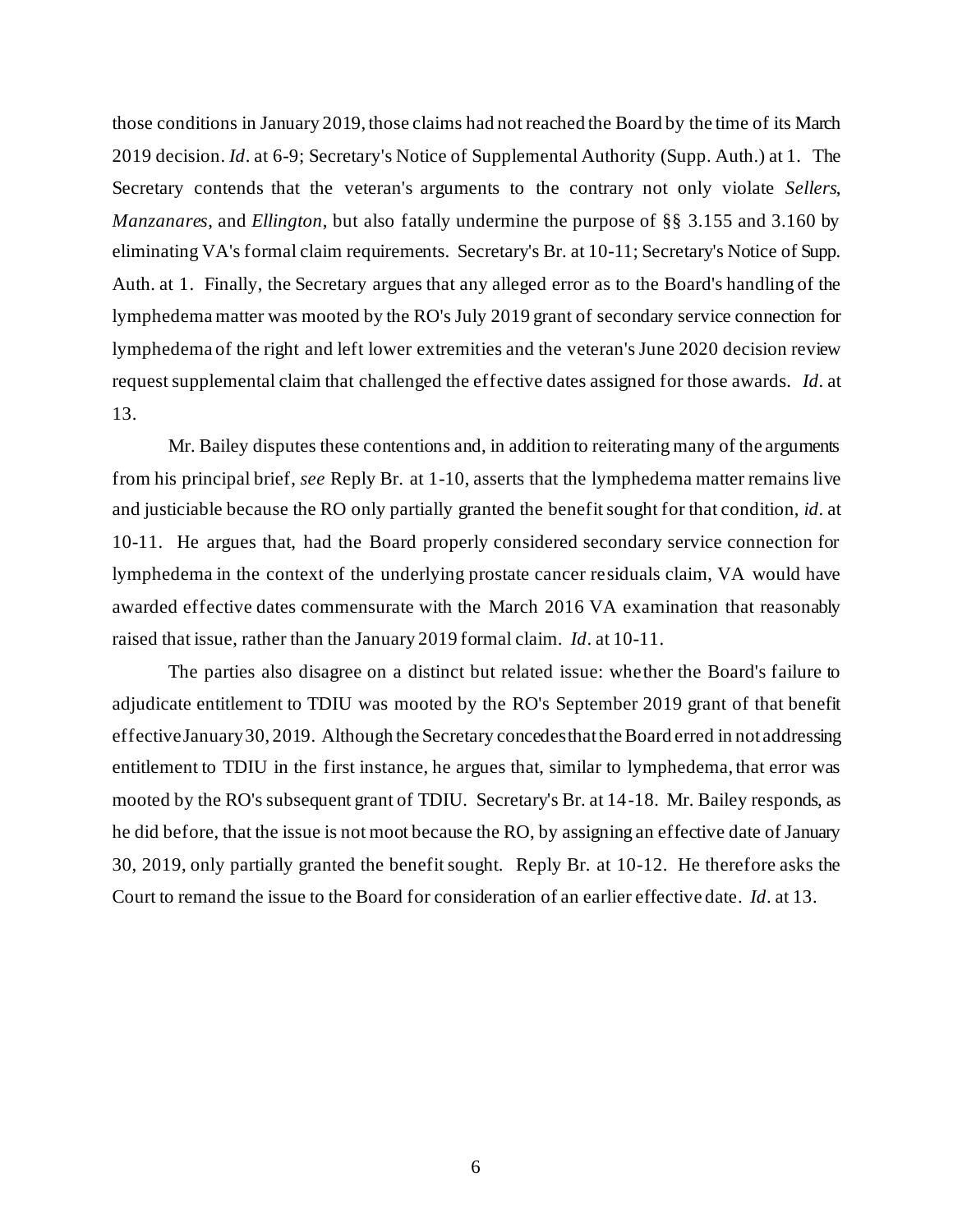those conditions in January 2019, those claims had not reached the Board by the time of its March 2019 decision. *Id*. at 6-9; Secretary's Notice of Supplemental Authority (Supp. Auth.) at 1. The Secretary contends that the veteran's arguments to the contrary not only violate *Sellers*, *Manzanares*, and *Ellington*, but also fatally undermine the purpose of §§ 3.155 and 3.160 by eliminating VA's formal claim requirements. Secretary's Br. at 10-11; Secretary's Notice of Supp. Auth. at 1. Finally, the Secretary argues that any alleged error as to the Board's handling of the lymphedema matter was mooted by the RO's July 2019 grant of secondary service connection for lymphedema of the right and left lower extremities and the veteran's June 2020 decision review request supplemental claim that challenged the effective dates assigned for those awards. *Id*. at 13.

Mr. Bailey disputes these contentions and, in addition to reiterating many of the arguments from his principal brief, *see* Reply Br. at 1-10, asserts that the lymphedema matter remains live and justiciable because the RO only partially granted the benefit sought for that condition, *id*. at 10-11. He argues that, had the Board properly considered secondary service connection for lymphedema in the context of the underlying prostate cancer residuals claim, VA would have awarded effective dates commensurate with the March 2016 VA examination that reasonably raised that issue, rather than the January 2019 formal claim. *Id*. at 10-11.

The parties also disagree on a distinct but related issue: whether the Board's failure to adjudicate entitlement to TDIU was mooted by the RO's September 2019 grant of that benefit effective January 30, 2019. Although the Secretary concedes that the Board erred in not addressing entitlement to TDIU in the first instance, he argues that, similar to lymphedema, that error was mooted by the RO's subsequent grant of TDIU. Secretary's Br. at 14-18. Mr. Bailey responds, as he did before, that the issue is not moot because the RO, by assigning an effective date of January 30, 2019, only partially granted the benefit sought. Reply Br. at 10-12. He therefore asks the Court to remand the issue to the Board for consideration of an earlier effective date. *Id*. at 13.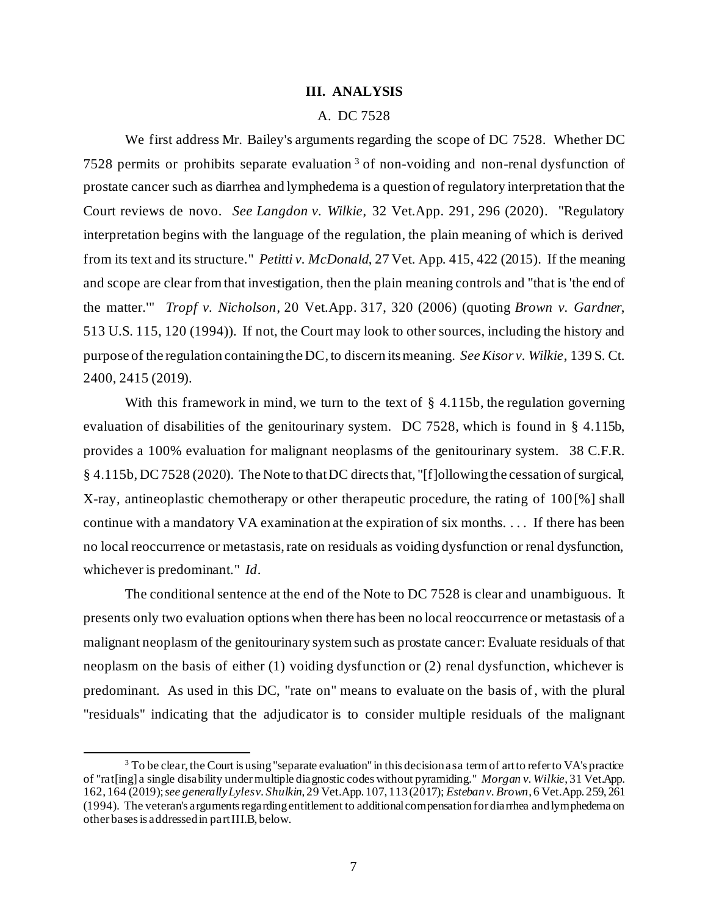## III. ANALYSIS

### A. DC 7528

We first address Mr. Bailey's arguments regarding the scope of DC 7528. Whether DC 7528 permits or prohibits separate evaluation[3] of non-voiding and non-renal dysfunction of prostate cancer such as diarrhea and lymphedema is a question of regulatory interpretation that the Court reviews de novo. *See Langdon v. Wilkie*, 32 Vet.App. 291, 296 (2020). "Regulatory interpretation begins with the language of the regulation, the plain meaning of which is derived from its text and its structure." *Petitti v. McDonald*, 27 Vet. App. 415, 422 (2015). If the meaning and scope are clear from that investigation, then the plain meaning controls and "that is 'the end of the matter.'" *Tropf v. Nicholson*, 20 Vet.App. 317, 320 (2006) (quoting *Brown v. Gardner*, 513 U.S. 115, 120 (1994)). If not, the Court may look to other sources, including the history and purpose of the regulation containing the DC, to discern its meaning. *See Kisor v. Wilkie*, 139 S. Ct. 2400, 2415 (2019).

With this framework in mind, we turn to the text of § 4.115b, the regulation governing evaluation of disabilities of the genitourinary system. DC 7528, which is found in § 4.115b, provides a 100% evaluation for malignant neoplasms of the genitourinary system. 38 C.F.R. § 4.115b, DC 7528 (2020). The Note to that DC directs that, "[f]ollowing the cessation of surgical, X-ray, antineoplastic chemotherapy or other therapeutic procedure, the rating of 100[%] shall continue with a mandatory VA examination at the expiration of six months. . . . If there has been no local reoccurrence or metastasis, rate on residuals as voiding dysfunction or renal dysfunction, whichever is predominant." *Id*.

The conditional sentence at the end of the Note to DC 7528 is clear and unambiguous. It presents only two evaluation options when there has been no local reoccurrence or metastasis of a malignant neoplasm of the genitourinary system such as prostate cancer: Evaluate residuals of that neoplasm on the basis of either (1) voiding dysfunction or (2) renal dysfunction, whichever is predominant. As used in this DC, "rate on" means to evaluate on the basis of, with the plural "residuals" indicating that the adjudicator is to consider multiple residuals of the malignant

---

[3] To be clear, the Court is using "separate evaluation" in this decision as a term of art to refer to VA's practice of "rat[ing] a single disability under multiple diagnostic codes without pyramiding." *Morgan v. Wilkie*, 31 Vet.App. 162, 164 (2019); *see generally Lyles v. Shulkin*, 29 Vet.App. 107, 113 (2017); *Esteban v. Brown*, 6 Vet.App. 259, 261 (1994). The veteran's arguments regarding entitlement to additional compensation for diarrhea and lymphedema on other bases is addressed in part III.B, below.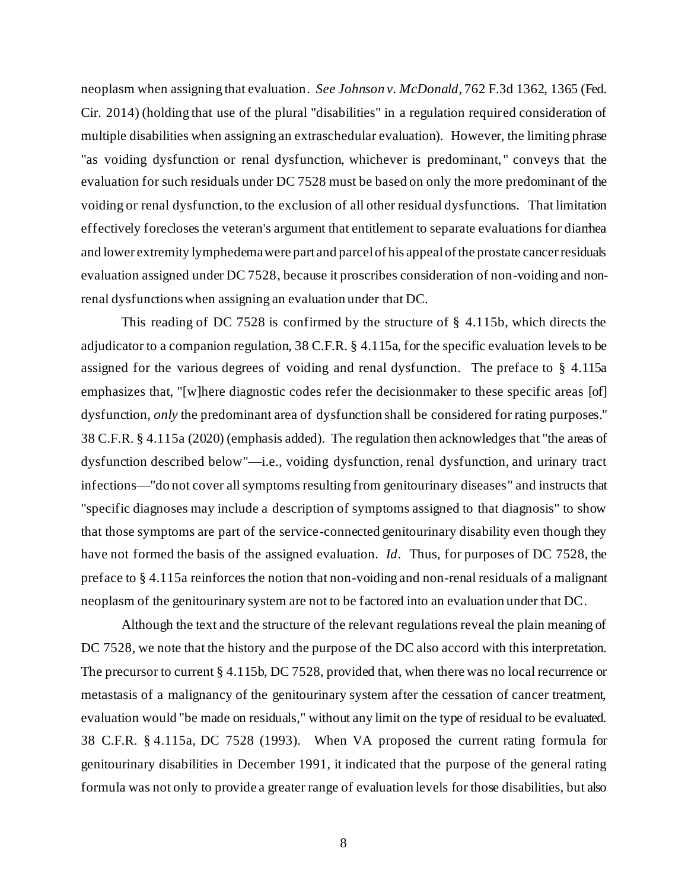neoplasm when assigning that evaluation. *See Johnson v. McDonald*, 762 F.3d 1362, 1365 (Fed. Cir. 2014) (holding that use of the plural "disabilities" in a regulation required consideration of multiple disabilities when assigning an extraschedular evaluation). However, the limiting phrase "as voiding dysfunction or renal dysfunction, whichever is predominant," conveys that the evaluation for such residuals under DC 7528 must be based on only the more predominant of the voiding or renal dysfunction, to the exclusion of all other residual dysfunctions. That limitation effectively forecloses the veteran's argument that entitlement to separate evaluations for diarrhea and lower extremity lymphedema were part and parcel of his appeal of the prostate cancer residuals evaluation assigned under DC 7528, because it proscribes consideration of non-voiding and non-renal dysfunctions when assigning an evaluation under that DC.

This reading of DC 7528 is confirmed by the structure of § 4.115b, which directs the adjudicator to a companion regulation, 38 C.F.R. § 4.115a, for the specific evaluation levels to be assigned for the various degrees of voiding and renal dysfunction. The preface to § 4.115a emphasizes that, "[w]here diagnostic codes refer the decisionmaker to these specific areas [of] dysfunction, *only* the predominant area of dysfunction shall be considered for rating purposes." 38 C.F.R. § 4.115a (2020) (emphasis added). The regulation then acknowledges that "the areas of dysfunction described below"—i.e., voiding dysfunction, renal dysfunction, and urinary tract infections—"do not cover all symptoms resulting from genitourinary diseases" and instructs that "specific diagnoses may include a description of symptoms assigned to that diagnosis" to show that those symptoms are part of the service-connected genitourinary disability even though they have not formed the basis of the assigned evaluation. *Id*. Thus, for purposes of DC 7528, the preface to § 4.115a reinforces the notion that non-voiding and non-renal residuals of a malignant neoplasm of the genitourinary system are not to be factored into an evaluation under that DC.

Although the text and the structure of the relevant regulations reveal the plain meaning of DC 7528, we note that the history and the purpose of the DC also accord with this interpretation. The precursor to current § 4.115b, DC 7528, provided that, when there was no local recurrence or metastasis of a malignancy of the genitourinary system after the cessation of cancer treatment, evaluation would "be made on residuals," without any limit on the type of residual to be evaluated. 38 C.F.R. § 4.115a, DC 7528 (1993). When VA proposed the current rating formula for genitourinary disabilities in December 1991, it indicated that the purpose of the general rating formula was not only to provide a greater range of evaluation levels for those disabilities, but also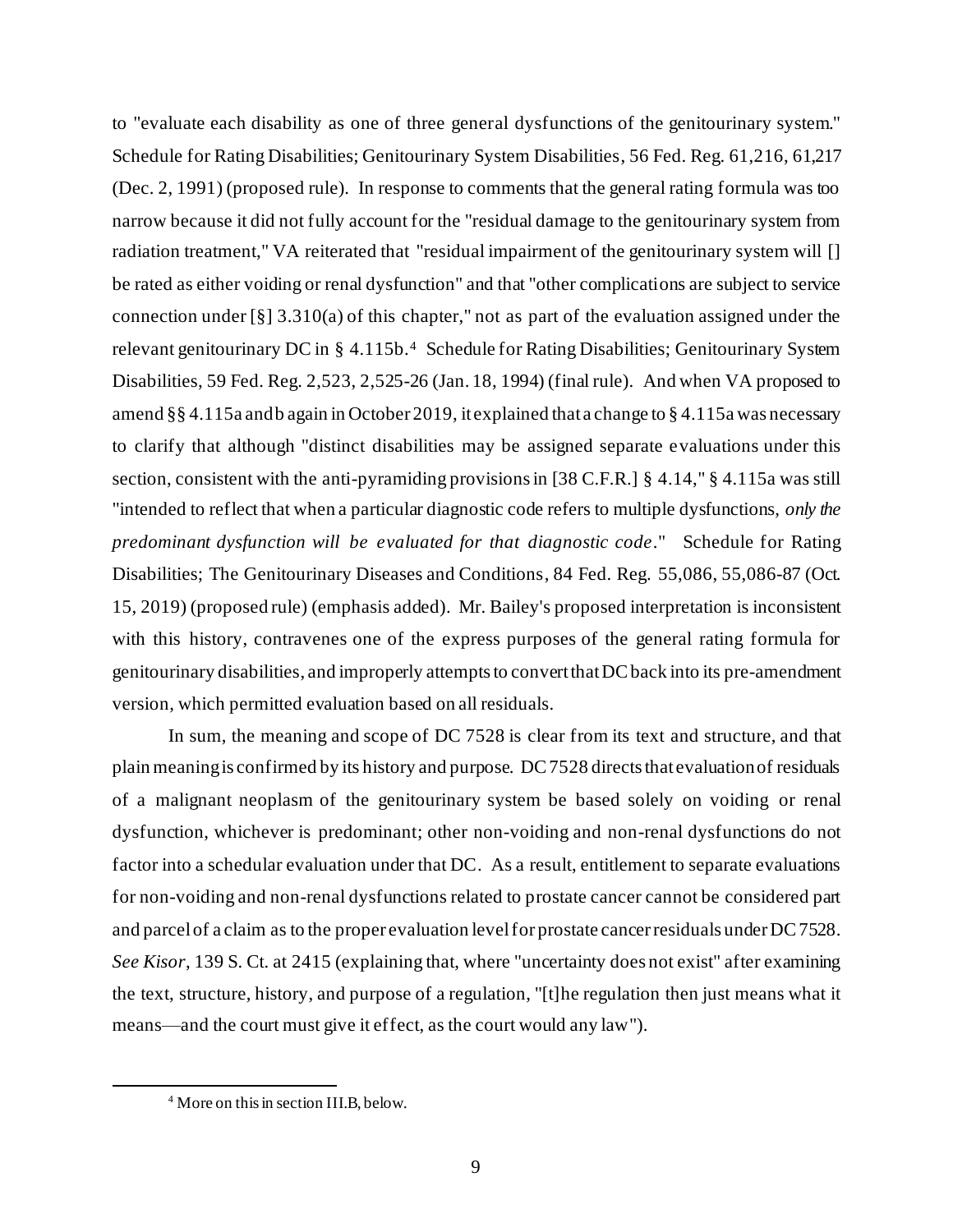to "evaluate each disability as one of three general dysfunctions of the genitourinary system." Schedule for Rating Disabilities; Genitourinary System Disabilities, 56 Fed. Reg. 61,216, 61,217 (Dec. 2, 1991) (proposed rule). In response to comments that the general rating formula was too narrow because it did not fully account for the "residual damage to the genitourinary system from radiation treatment," VA reiterated that "residual impairment of the genitourinary system will [] be rated as either voiding or renal dysfunction" and that "other complications are subject to service connection under [§] 3.310(a) of this chapter," not as part of the evaluation assigned under the relevant genitourinary DC in § 4.115b.[4] Schedule for Rating Disabilities; Genitourinary System Disabilities, 59 Fed. Reg. 2,523, 2,525-26 (Jan. 18, 1994) (final rule). And when VA proposed to amend §§ 4.115a and b again in October 2019, it explained that a change to § 4.115a was necessary to clarify that although "distinct disabilities may be assigned separate evaluations under this section, consistent with the anti-pyramiding provisions in [38 C.F.R.] § 4.14," § 4.115a was still "intended to reflect that when a particular diagnostic code refers to multiple dysfunctions, *only the predominant dysfunction will be evaluated for that diagnostic code*." Schedule for Rating Disabilities; The Genitourinary Diseases and Conditions, 84 Fed. Reg. 55,086, 55,086-87 (Oct. 15, 2019) (proposed rule) (emphasis added). Mr. Bailey's proposed interpretation is inconsistent with this history, contravenes one of the express purposes of the general rating formula for genitourinary disabilities, and improperly attempts to convert that DC back into its pre-amendment version, which permitted evaluation based on all residuals.

In sum, the meaning and scope of DC 7528 is clear from its text and structure, and that plain meaning is confirmed by its history and purpose. DC 7528 directs that evaluation of residuals of a malignant neoplasm of the genitourinary system be based solely on voiding or renal dysfunction, whichever is predominant; other non-voiding and non-renal dysfunctions do not factor into a schedular evaluation under that DC. As a result, entitlement to separate evaluations for non-voiding and non-renal dysfunctions related to prostate cancer cannot be considered part and parcel of a claim as to the proper evaluation level for prostate cancer residuals under DC 7528. *See Kisor*, 139 S. Ct. at 2415 (explaining that, where "uncertainty does not exist" after examining the text, structure, history, and purpose of a regulation, "[t]he regulation then just means what it means—and the court must give it effect, as the court would any law").

---

[4] More on this in section III.B, below.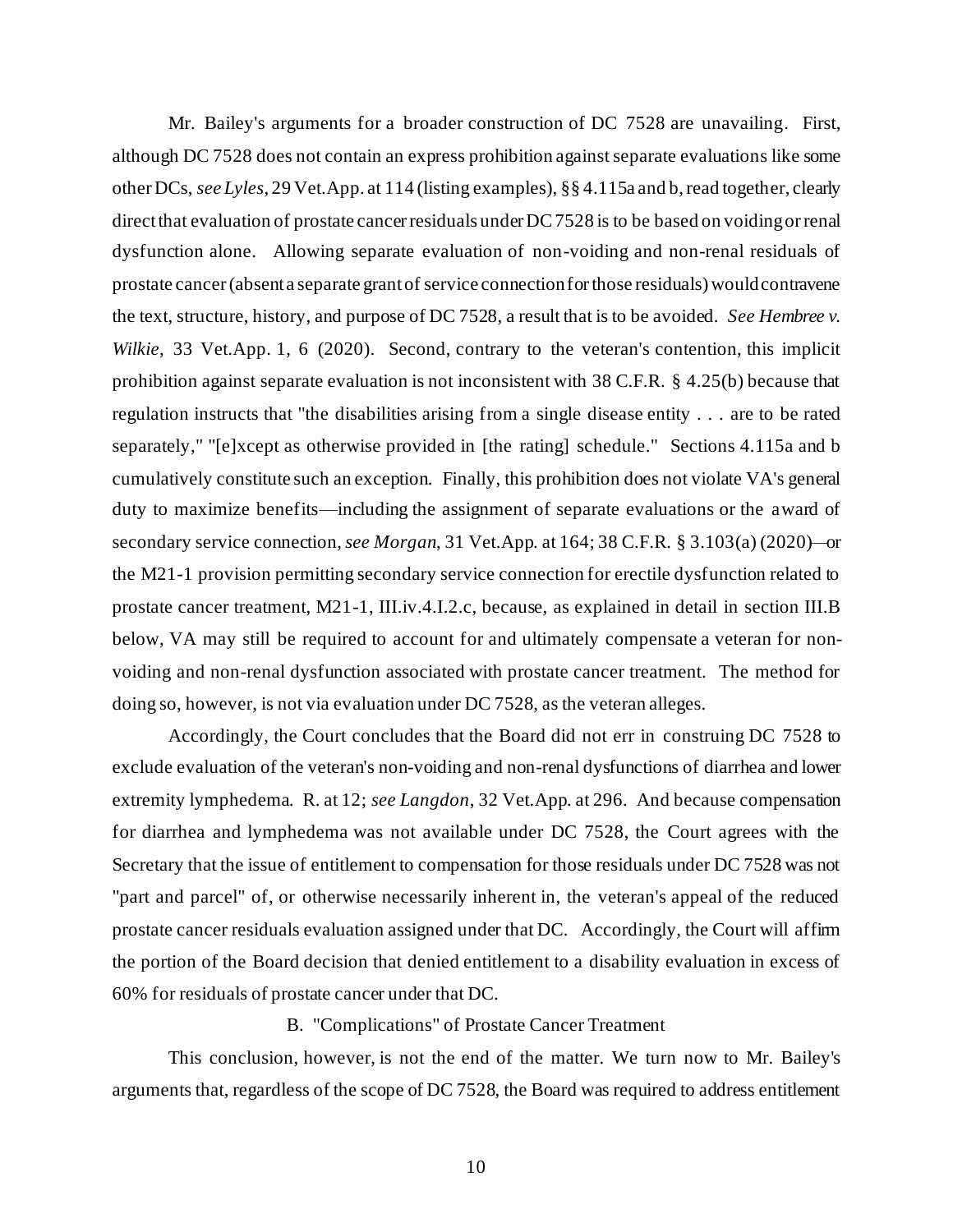Mr. Bailey's arguments for a broader construction of DC 7528 are unavailing. First, although DC 7528 does not contain an express prohibition against separate evaluations like some other DCs, *see Lyles*, 29 Vet.App. at 114 (listing examples), §§ 4.115a and b, read together, clearly direct that evaluation of prostate cancer residuals under DC 7528 is to be based on voiding or renal dysfunction alone. Allowing separate evaluation of non-voiding and non-renal residuals of prostate cancer (absent a separate grant of service connection for those residuals) would contravene the text, structure, history, and purpose of DC 7528, a result that is to be avoided. *See Hembree v. Wilkie*, 33 Vet.App. 1, 6 (2020). Second, contrary to the veteran's contention, this implicit prohibition against separate evaluation is not inconsistent with 38 C.F.R. § 4.25(b) because that regulation instructs that "the disabilities arising from a single disease entity . . . are to be rated separately," "[e]xcept as otherwise provided in [the rating] schedule." Sections 4.115a and b cumulatively constitute such an exception. Finally, this prohibition does not violate VA's general duty to maximize benefits—including the assignment of separate evaluations or the award of secondary service connection, *see Morgan*, 31 Vet.App. at 164; 38 C.F.R. § 3.103(a) (2020)—or the M21-1 provision permitting secondary service connection for erectile dysfunction related to prostate cancer treatment, M21-1, III.iv.4.I.2.c, because, as explained in detail in section III.B below, VA may still be required to account for and ultimately compensate a veteran for non-voiding and non-renal dysfunction associated with prostate cancer treatment. The method for doing so, however, is not via evaluation under DC 7528, as the veteran alleges.

Accordingly, the Court concludes that the Board did not err in construing DC 7528 to exclude evaluation of the veteran's non-voiding and non-renal dysfunctions of diarrhea and lower extremity lymphedema. R. at 12; *see Langdon*, 32 Vet.App. at 296. And because compensation for diarrhea and lymphedema was not available under DC 7528, the Court agrees with the Secretary that the issue of entitlement to compensation for those residuals under DC 7528 was not "part and parcel" of, or otherwise necessarily inherent in, the veteran's appeal of the reduced prostate cancer residuals evaluation assigned under that DC. Accordingly, the Court will affirm the portion of the Board decision that denied entitlement to a disability evaluation in excess of 60% for residuals of prostate cancer under that DC.

### B. "Complications" of Prostate Cancer Treatment

This conclusion, however, is not the end of the matter. We turn now to Mr. Bailey's arguments that, regardless of the scope of DC 7528, the Board was required to address entitlement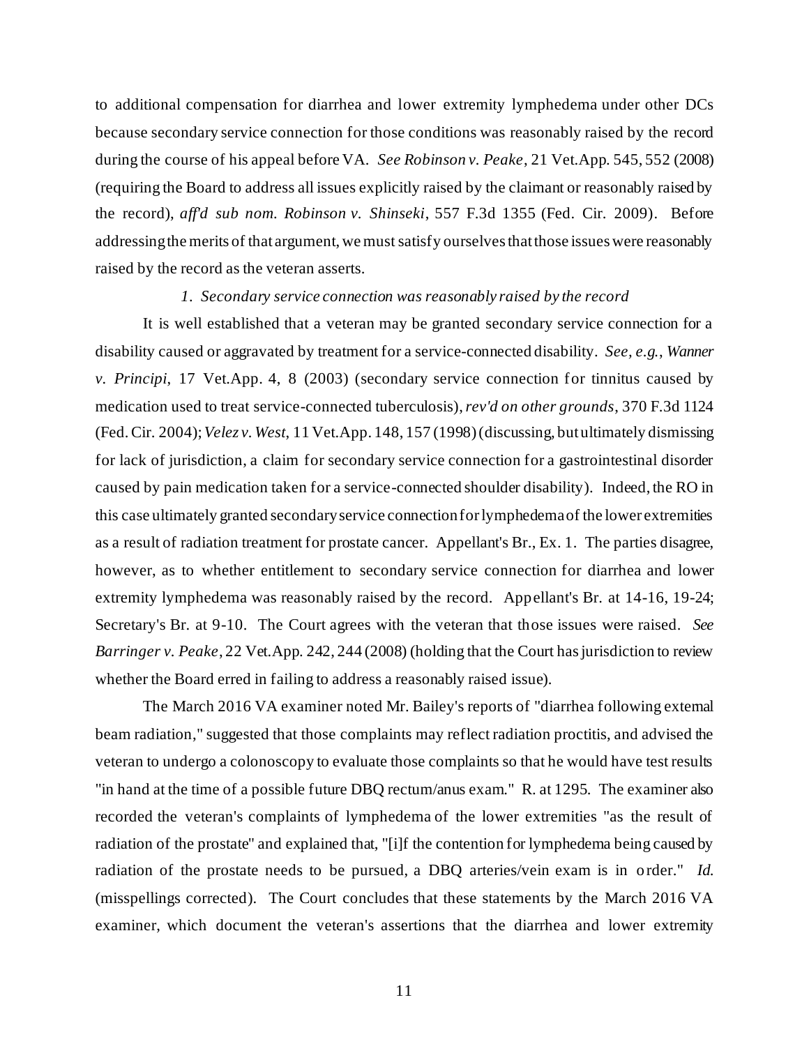to additional compensation for diarrhea and lower extremity lymphedema under other DCs because secondary service connection for those conditions was reasonably raised by the record during the course of his appeal before VA. *See Robinson v. Peake*, 21 Vet.App. 545, 552 (2008) (requiring the Board to address all issues explicitly raised by the claimant or reasonably raised by the record), *aff'd sub nom. Robinson v. Shinseki*, 557 F.3d 1355 (Fed. Cir. 2009). Before addressing the merits of that argument, we must satisfy ourselves that those issues were reasonably raised by the record as the veteran asserts.

*1. Secondary service connection was reasonably raised by the record*

It is well established that a veteran may be granted secondary service connection for a disability caused or aggravated by treatment for a service-connected disability. *See, e.g.*, *Wanner v. Principi*, 17 Vet.App. 4, 8 (2003) (secondary service connection for tinnitus caused by medication used to treat service-connected tuberculosis), *rev'd on other grounds*, 370 F.3d 1124 (Fed. Cir. 2004); *Velez v. West*, 11 Vet.App. 148, 157 (1998) (discussing, but ultimately dismissing for lack of jurisdiction, a claim for secondary service connection for a gastrointestinal disorder caused by pain medication taken for a service-connected shoulder disability). Indeed, the RO in this case ultimately granted secondary service connection for lymphedema of the lower extremities as a result of radiation treatment for prostate cancer. Appellant's Br., Ex. 1. The parties disagree, however, as to whether entitlement to secondary service connection for diarrhea and lower extremity lymphedema was reasonably raised by the record. Appellant's Br. at 14-16, 19-24; Secretary's Br. at 9-10. The Court agrees with the veteran that those issues were raised. *See Barringer v. Peake*, 22 Vet.App. 242, 244 (2008) (holding that the Court has jurisdiction to review whether the Board erred in failing to address a reasonably raised issue).

The March 2016 VA examiner noted Mr. Bailey's reports of "diarrhea following external beam radiation," suggested that those complaints may reflect radiation proctitis, and advised the veteran to undergo a colonoscopy to evaluate those complaints so that he would have test results "in hand at the time of a possible future DBQ rectum/anus exam." R. at 1295. The examiner also recorded the veteran's complaints of lymphedema of the lower extremities "as the result of radiation of the prostate" and explained that, "[i]f the contention for lymphedema being caused by radiation of the prostate needs to be pursued, a DBQ arteries/vein exam is in order." *Id.* (misspellings corrected). The Court concludes that these statements by the March 2016 VA examiner, which document the veteran's assertions that the diarrhea and lower extremity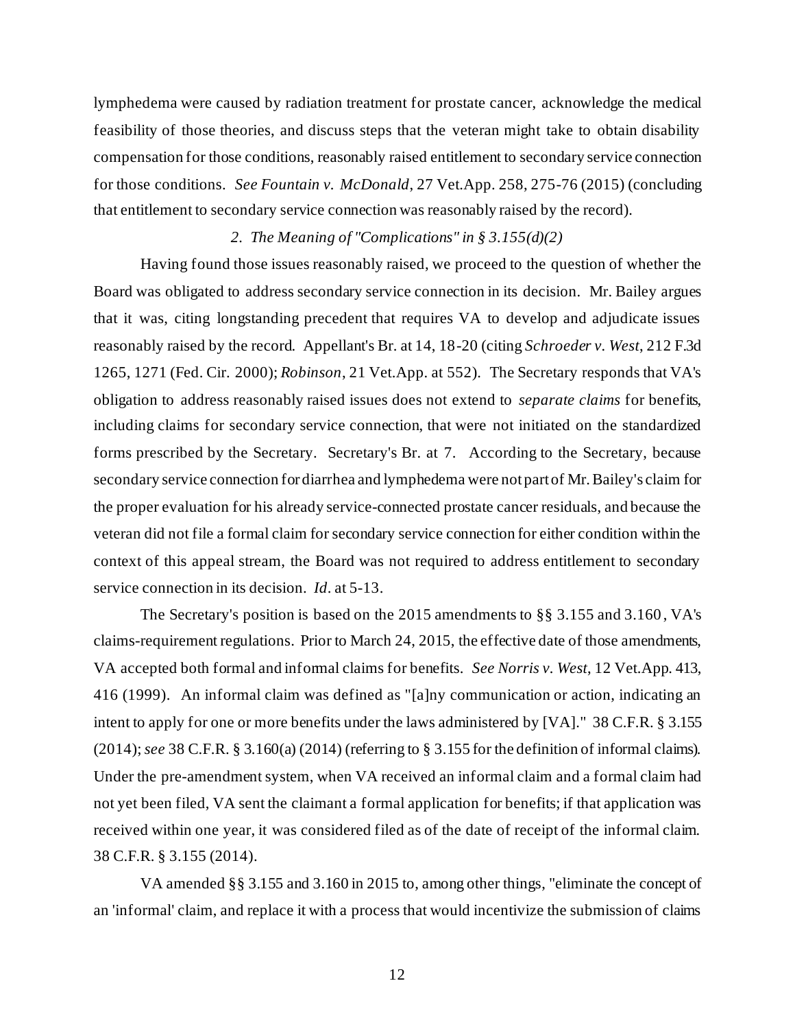lymphedema were caused by radiation treatment for prostate cancer, acknowledge the medical feasibility of those theories, and discuss steps that the veteran might take to obtain disability compensation for those conditions, reasonably raised entitlement to secondary service connection for those conditions. *See Fountain v. McDonald*, 27 Vet.App. 258, 275-76 (2015) (concluding that entitlement to secondary service connection was reasonably raised by the record).

### *2. The Meaning of "Complications" in § 3.155(d)(2)*

Having found those issues reasonably raised, we proceed to the question of whether the Board was obligated to address secondary service connection in its decision. Mr. Bailey argues that it was, citing longstanding precedent that requires VA to develop and adjudicate issues reasonably raised by the record. Appellant's Br. at 14, 18-20 (citing *Schroeder v. West*, 212 F.3d 1265, 1271 (Fed. Cir. 2000); *Robinson*, 21 Vet.App. at 552). The Secretary responds that VA's obligation to address reasonably raised issues does not extend to *separate claims* for benefits, including claims for secondary service connection, that were not initiated on the standardized forms prescribed by the Secretary. Secretary's Br. at 7. According to the Secretary, because secondary service connection for diarrhea and lymphedema were not part of Mr. Bailey's claim for the proper evaluation for his already service-connected prostate cancer residuals, and because the veteran did not file a formal claim for secondary service connection for either condition within the context of this appeal stream, the Board was not required to address entitlement to secondary service connection in its decision. *Id*. at 5-13.

The Secretary's position is based on the 2015 amendments to §§ 3.155 and 3.160, VA's claims-requirement regulations. Prior to March 24, 2015, the effective date of those amendments, VA accepted both formal and informal claims for benefits. *See Norris v. West*, 12 Vet.App. 413, 416 (1999). An informal claim was defined as "[a]ny communication or action, indicating an intent to apply for one or more benefits under the laws administered by [VA]." 38 C.F.R. § 3.155 (2014); *see* 38 C.F.R. § 3.160(a) (2014) (referring to § 3.155 for the definition of informal claims). Under the pre-amendment system, when VA received an informal claim and a formal claim had not yet been filed, VA sent the claimant a formal application for benefits; if that application was received within one year, it was considered filed as of the date of receipt of the informal claim. 38 C.F.R. § 3.155 (2014).

VA amended §§ 3.155 and 3.160 in 2015 to, among other things, "eliminate the concept of an 'informal' claim, and replace it with a process that would incentivize the submission of claims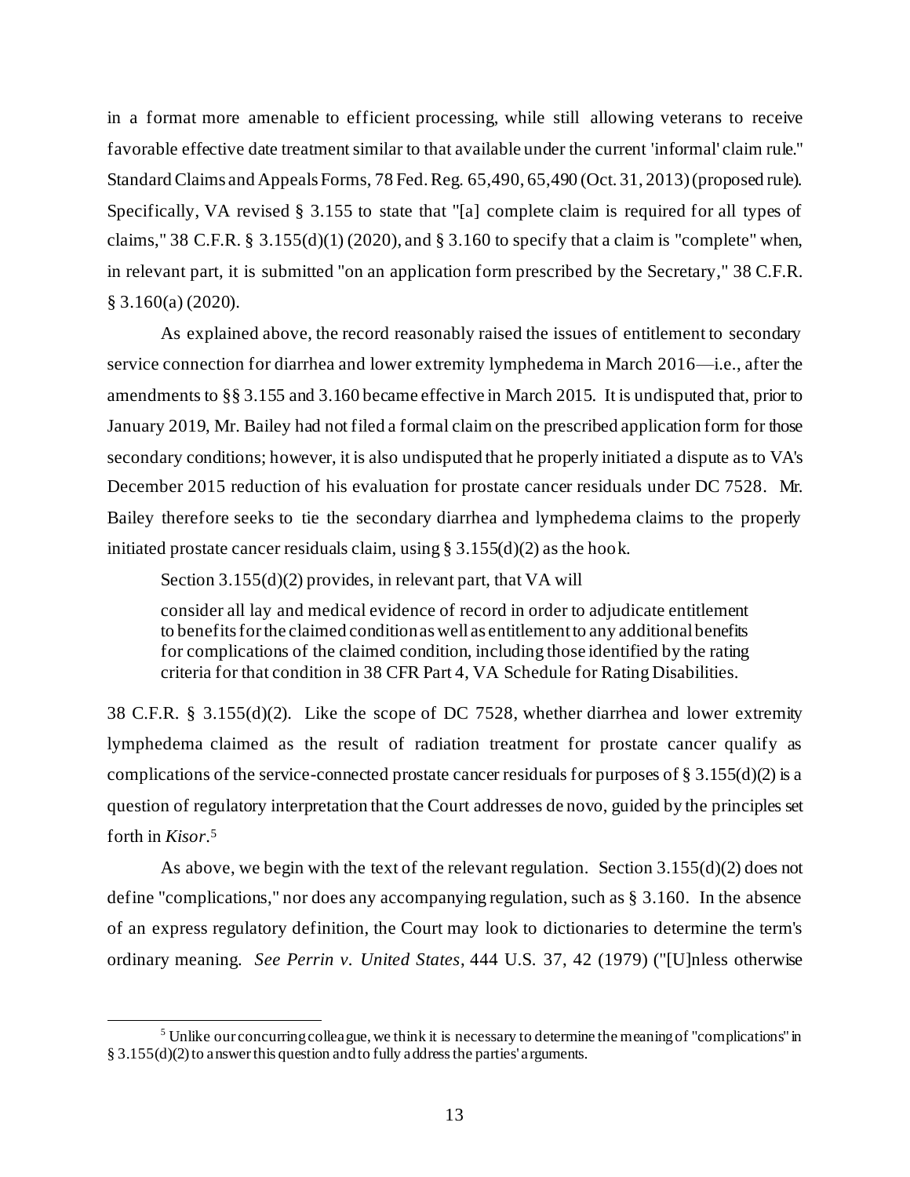in a format more amenable to efficient processing, while still allowing veterans to receive favorable effective date treatment similar to that available under the current 'informal' claim rule." Standard Claims and Appeals Forms, 78 Fed. Reg. 65,490, 65,490 (Oct. 31, 2013) (proposed rule). Specifically, VA revised § 3.155 to state that "[a] complete claim is required for all types of claims," 38 C.F.R. § 3.155(d)(1) (2020), and § 3.160 to specify that a claim is "complete" when, in relevant part, it is submitted "on an application form prescribed by the Secretary," 38 C.F.R. § 3.160(a) (2020).

As explained above, the record reasonably raised the issues of entitlement to secondary service connection for diarrhea and lower extremity lymphedema in March 2016—i.e., after the amendments to §§ 3.155 and 3.160 became effective in March 2015. It is undisputed that, prior to January 2019, Mr. Bailey had not filed a formal claim on the prescribed application form for those secondary conditions; however, it is also undisputed that he properly initiated a dispute as to VA's December 2015 reduction of his evaluation for prostate cancer residuals under DC 7528. Mr. Bailey therefore seeks to tie the secondary diarrhea and lymphedema claims to the properly initiated prostate cancer residuals claim, using § 3.155(d)(2) as the hook.

Section 3.155(d)(2) provides, in relevant part, that VA will

> consider all lay and medical evidence of record in order to adjudicate entitlement to benefits for the claimed condition as well as entitlement to any additional benefits for complications of the claimed condition, including those identified by the rating criteria for that condition in 38 CFR Part 4, VA Schedule for Rating Disabilities.

38 C.F.R. § 3.155(d)(2). Like the scope of DC 7528, whether diarrhea and lower extremity lymphedema claimed as the result of radiation treatment for prostate cancer qualify as complications of the service-connected prostate cancer residuals for purposes of § 3.155(d)(2) is a question of regulatory interpretation that the Court addresses de novo, guided by the principles set forth in *Kisor*.[5]

As above, we begin with the text of the relevant regulation. Section 3.155(d)(2) does not define "complications," nor does any accompanying regulation, such as § 3.160. In the absence of an express regulatory definition, the Court may look to dictionaries to determine the term's ordinary meaning. *See Perrin v. United States*, 444 U.S. 37, 42 (1979) ("[U]nless otherwise

---

[5] Unlike our concurring colleague, we think it is necessary to determine the meaning of "complications" in § 3.155(d)(2) to answer this question and to fully address the parties' arguments.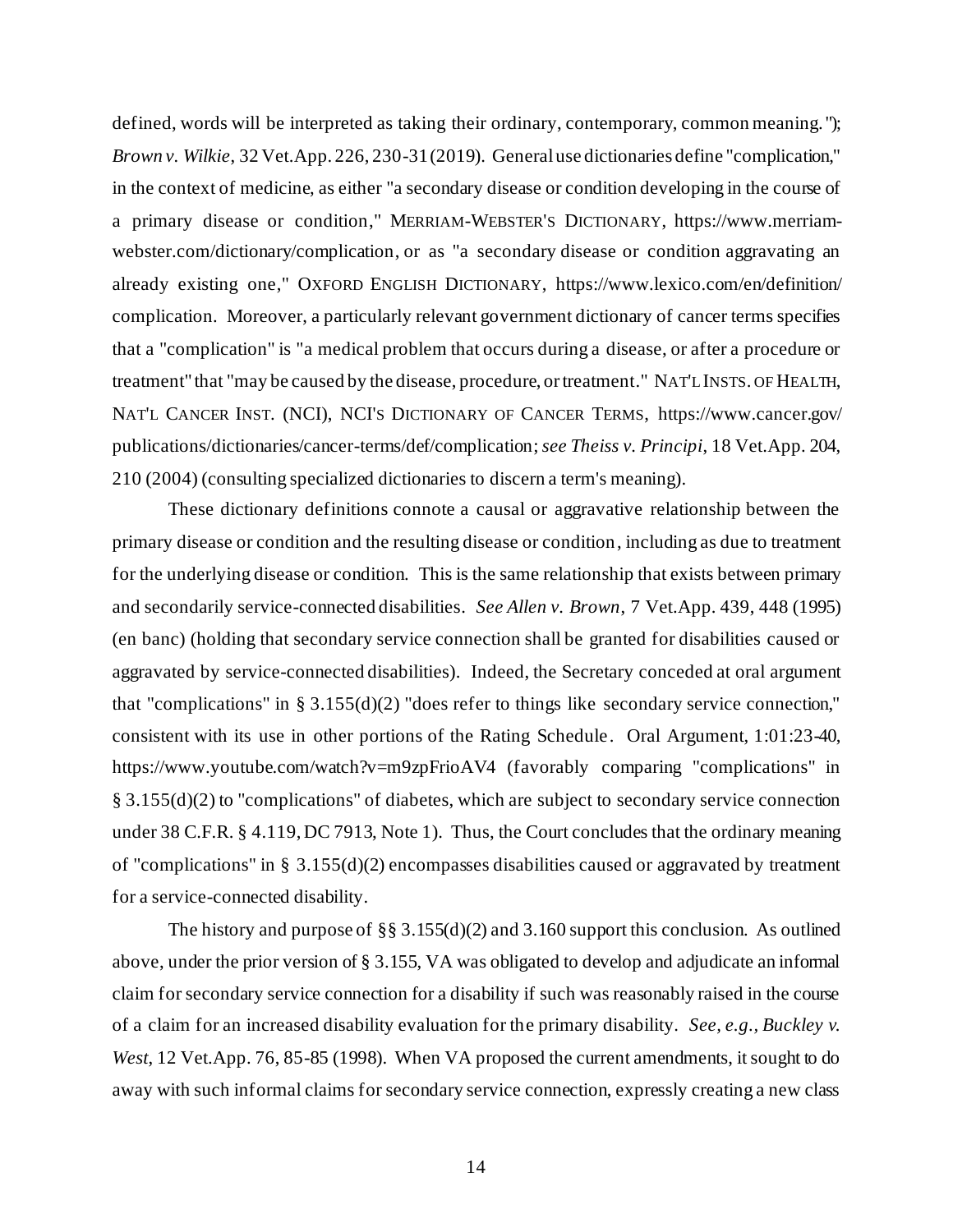defined, words will be interpreted as taking their ordinary, contemporary, common meaning."); *Brown v. Wilkie*, 32 Vet.App. 226, 230-31 (2019). General use dictionaries define "complication," in the context of medicine, as either "a secondary disease or condition developing in the course of a primary disease or condition," MERRIAM-WEBSTER'S DICTIONARY, https://www.merriam-webster.com/dictionary/complication, or as "a secondary disease or condition aggravating an already existing one," OXFORD ENGLISH DICTIONARY, https://www.lexico.com/en/definition/complication. Moreover, a particularly relevant government dictionary of cancer terms specifies that a "complication" is "a medical problem that occurs during a disease, or after a procedure or treatment" that "may be caused by the disease, procedure, or treatment." NAT'L INSTS. OF HEALTH, NAT'L CANCER INST. (NCI), NCI'S DICTIONARY OF CANCER TERMS, https://www.cancer.gov/publications/dictionaries/cancer-terms/def/complication; *see Theiss v. Principi*, 18 Vet.App. 204, 210 (2004) (consulting specialized dictionaries to discern a term's meaning).

These dictionary definitions connote a causal or aggravative relationship between the primary disease or condition and the resulting disease or condition, including as due to treatment for the underlying disease or condition. This is the same relationship that exists between primary and secondarily service-connected disabilities. *See Allen v. Brown*, 7 Vet.App. 439, 448 (1995) (en banc) (holding that secondary service connection shall be granted for disabilities caused or aggravated by service-connected disabilities). Indeed, the Secretary conceded at oral argument that "complications" in § 3.155(d)(2) "does refer to things like secondary service connection," consistent with its use in other portions of the Rating Schedule. Oral Argument, 1:01:23-40, https://www.youtube.com/watch?v=m9zpFrioAV4 (favorably comparing "complications" in § 3.155(d)(2) to "complications" of diabetes, which are subject to secondary service connection under 38 C.F.R. § 4.119, DC 7913, Note 1). Thus, the Court concludes that the ordinary meaning of "complications" in § 3.155(d)(2) encompasses disabilities caused or aggravated by treatment for a service-connected disability.

The history and purpose of §§ 3.155(d)(2) and 3.160 support this conclusion. As outlined above, under the prior version of § 3.155, VA was obligated to develop and adjudicate an informal claim for secondary service connection for a disability if such was reasonably raised in the course of a claim for an increased disability evaluation for the primary disability. *See, e.g., Buckley v. West*, 12 Vet.App. 76, 85-85 (1998). When VA proposed the current amendments, it sought to do away with such informal claims for secondary service connection, expressly creating a new class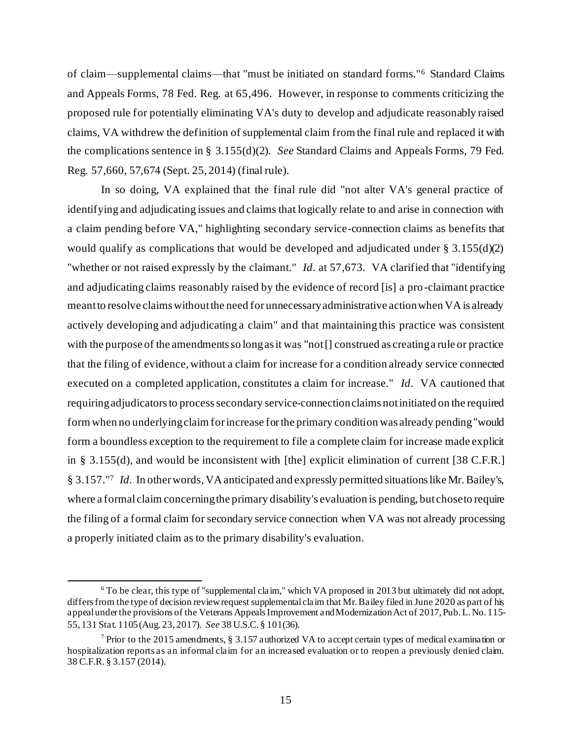of claim—supplemental claims—that "must be initiated on standard forms."[6] Standard Claims and Appeals Forms, 78 Fed. Reg. at 65,496. However, in response to comments criticizing the proposed rule for potentially eliminating VA's duty to develop and adjudicate reasonably raised claims, VA withdrew the definition of supplemental claim from the final rule and replaced it with the complications sentence in § 3.155(d)(2). *See* Standard Claims and Appeals Forms, 79 Fed. Reg. 57,660, 57,674 (Sept. 25, 2014) (final rule).

In so doing, VA explained that the final rule did "not alter VA's general practice of identifying and adjudicating issues and claims that logically relate to and arise in connection with a claim pending before VA," highlighting secondary service-connection claims as benefits that would qualify as complications that would be developed and adjudicated under § 3.155(d)(2) "whether or not raised expressly by the claimant." *Id*. at 57,673. VA clarified that "identifying and adjudicating claims reasonably raised by the evidence of record [is] a pro-claimant practice meant to resolve claims without the need for unnecessary administrative action when VA is already actively developing and adjudicating a claim" and that maintaining this practice was consistent with the purpose of the amendments so long as it was "not[] construed as creating a rule or practice that the filing of evidence, without a claim for increase for a condition already service connected executed on a completed application, constitutes a claim for increase." *Id*. VA cautioned that requiring adjudicators to process secondary service-connection claims not initiated on the required form when no underlying claim for increase for the primary condition was already pending "would form a boundless exception to the requirement to file a complete claim for increase made explicit in § 3.155(d), and would be inconsistent with [the] explicit elimination of current [38 C.F.R.] § 3.157."[7] *Id*. In other words, VA anticipated and expressly permitted situations like Mr. Bailey's, where a formal claim concerning the primary disability's evaluation is pending, but chose to require the filing of a formal claim for secondary service connection when VA was not already processing a properly initiated claim as to the primary disability's evaluation.

---

[6] To be clear, this type of "supplemental claim," which VA proposed in 2013 but ultimately did not adopt, differs from the type of decision review request supplemental claim that Mr. Bailey filed in June 2020 as part of his appeal under the provisions of the Veterans Appeals Improvement and Modernization Act of 2017, Pub. L. No. 115-55, 131 Stat. 1105 (Aug. 23, 2017). *See* 38 U.S.C. § 101(36).

[7] Prior to the 2015 amendments, § 3.157 authorized VA to accept certain types of medical examination or hospitalization reports as an informal claim for an increased evaluation or to reopen a previously denied claim. 38 C.F.R. § 3.157 (2014).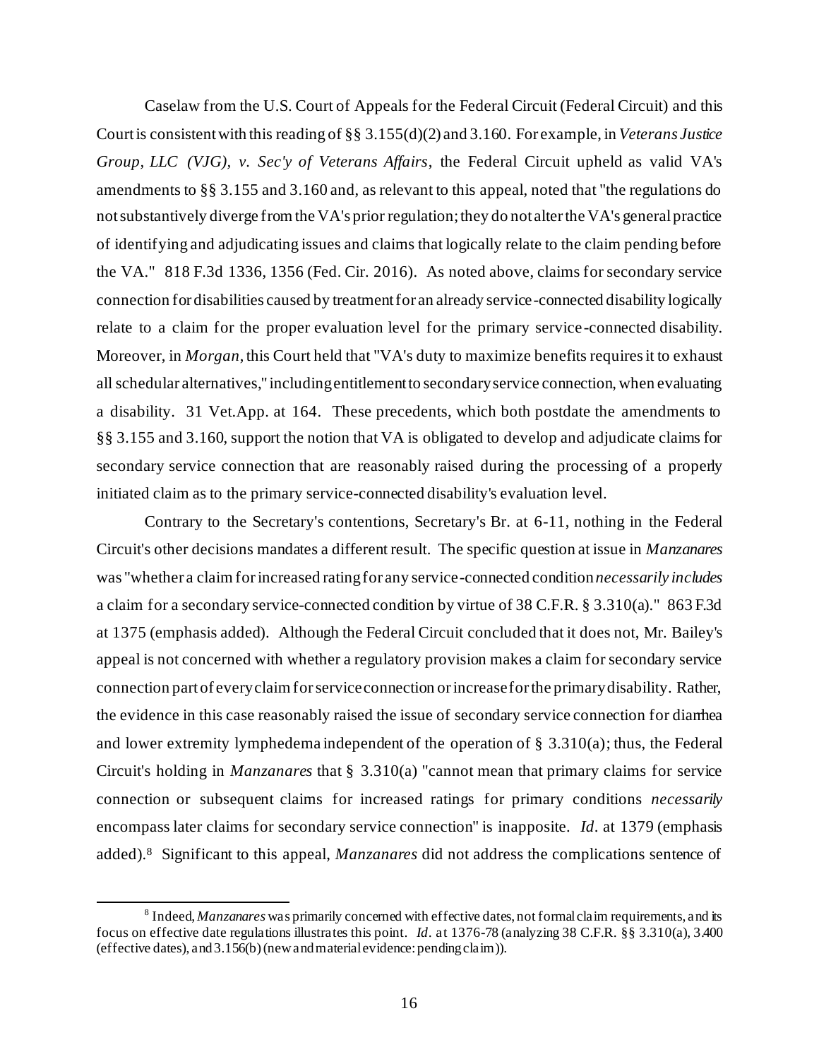Caselaw from the U.S. Court of Appeals for the Federal Circuit (Federal Circuit) and this Court is consistent with this reading of §§ 3.155(d)(2) and 3.160. For example, in *Veterans Justice Group, LLC (VJG), v. Sec'y of Veterans Affairs*, the Federal Circuit upheld as valid VA's amendments to §§ 3.155 and 3.160 and, as relevant to this appeal, noted that "the regulations do not substantively diverge from the VA's prior regulation; they do not alter the VA's general practice of identifying and adjudicating issues and claims that logically relate to the claim pending before the VA." 818 F.3d 1336, 1356 (Fed. Cir. 2016). As noted above, claims for secondary service connection for disabilities caused by treatment for an already service-connected disability logically relate to a claim for the proper evaluation level for the primary service-connected disability. Moreover, in *Morgan*, this Court held that "VA's duty to maximize benefits requires it to exhaust all schedular alternatives," including entitlement to secondary service connection, when evaluating a disability. 31 Vet.App. at 164. These precedents, which both postdate the amendments to §§ 3.155 and 3.160, support the notion that VA is obligated to develop and adjudicate claims for secondary service connection that are reasonably raised during the processing of a properly initiated claim as to the primary service-connected disability's evaluation level.

Contrary to the Secretary's contentions, Secretary's Br. at 6-11, nothing in the Federal Circuit's other decisions mandates a different result. The specific question at issue in *Manzanares* was "whether a claim for increased rating for any service-connected condition *necessarily includes* a claim for a secondary service-connected condition by virtue of 38 C.F.R. § 3.310(a)." 863 F.3d at 1375 (emphasis added). Although the Federal Circuit concluded that it does not, Mr. Bailey's appeal is not concerned with whether a regulatory provision makes a claim for secondary service connection part of every claim for service connection or increase for the primary disability. Rather, the evidence in this case reasonably raised the issue of secondary service connection for diarrhea and lower extremity lymphedema independent of the operation of § 3.310(a); thus, the Federal Circuit's holding in *Manzanares* that § 3.310(a) "cannot mean that primary claims for service connection or subsequent claims for increased ratings for primary conditions *necessarily* encompass later claims for secondary service connection" is inapposite. *Id*. at 1379 (emphasis added).[8] Significant to this appeal, *Manzanares* did not address the complications sentence of

[8] Indeed, *Manzanares* was primarily concerned with effective dates, not formal claim requirements, and its focus on effective date regulations illustrates this point. *Id*. at 1376-78 (analyzing 38 C.F.R. §§ 3.310(a), 3.400 (effective dates), and 3.156(b) (new and material evidence: pending claim)).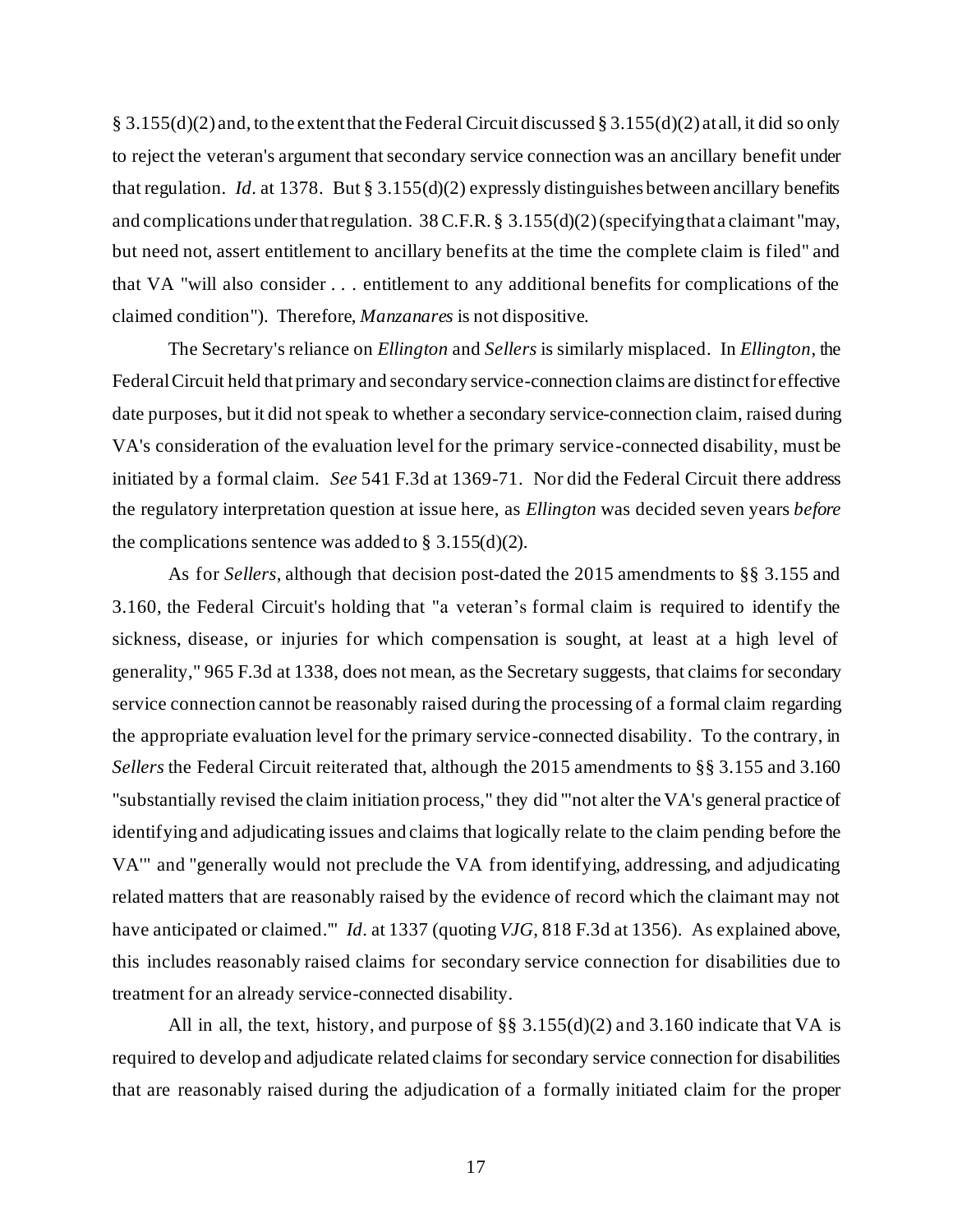§ 3.155(d)(2) and, to the extent that the Federal Circuit discussed § 3.155(d)(2) at all, it did so only to reject the veteran's argument that secondary service connection was an ancillary benefit under that regulation. *Id*. at 1378. But § 3.155(d)(2) expressly distinguishes between ancillary benefits and complications under that regulation. 38 C.F.R. § 3.155(d)(2) (specifying that a claimant "may, but need not, assert entitlement to ancillary benefits at the time the complete claim is filed" and that VA "will also consider . . . entitlement to any additional benefits for complications of the claimed condition"). Therefore, *Manzanares* is not dispositive.

The Secretary's reliance on *Ellington* and *Sellers* is similarly misplaced. In *Ellington*, the Federal Circuit held that primary and secondary service-connection claims are distinct for effective date purposes, but it did not speak to whether a secondary service-connection claim, raised during VA's consideration of the evaluation level for the primary service-connected disability, must be initiated by a formal claim. *See* 541 F.3d at 1369-71. Nor did the Federal Circuit there address the regulatory interpretation question at issue here, as *Ellington* was decided seven years *before* the complications sentence was added to § 3.155(d)(2).

As for *Sellers*, although that decision post-dated the 2015 amendments to §§ 3.155 and 3.160, the Federal Circuit's holding that "a veteran's formal claim is required to identify the sickness, disease, or injuries for which compensation is sought, at least at a high level of generality," 965 F.3d at 1338, does not mean, as the Secretary suggests, that claims for secondary service connection cannot be reasonably raised during the processing of a formal claim regarding the appropriate evaluation level for the primary service-connected disability. To the contrary, in *Sellers* the Federal Circuit reiterated that, although the 2015 amendments to §§ 3.155 and 3.160 "substantially revised the claim initiation process," they did "'not alter the VA's general practice of identifying and adjudicating issues and claims that logically relate to the claim pending before the VA'" and "generally would not preclude the VA from identifying, addressing, and adjudicating related matters that are reasonably raised by the evidence of record which the claimant may not have anticipated or claimed.'" *Id*. at 1337 (quoting *VJG*, 818 F.3d at 1356). As explained above, this includes reasonably raised claims for secondary service connection for disabilities due to treatment for an already service-connected disability.

All in all, the text, history, and purpose of §§ 3.155(d)(2) and 3.160 indicate that VA is required to develop and adjudicate related claims for secondary service connection for disabilities that are reasonably raised during the adjudication of a formally initiated claim for the proper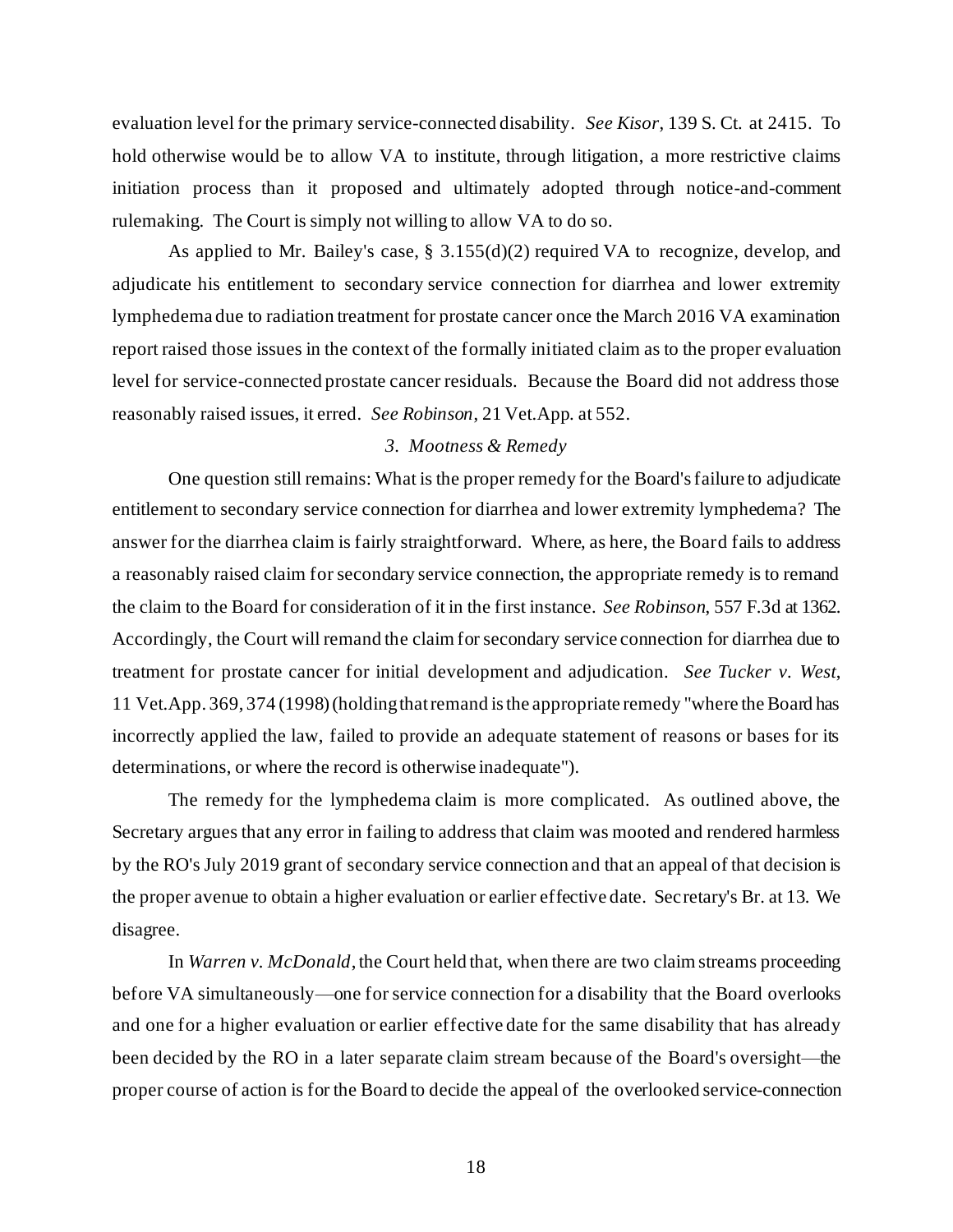evaluation level for the primary service-connected disability. *See Kisor*, 139 S. Ct. at 2415. To hold otherwise would be to allow VA to institute, through litigation, a more restrictive claims initiation process than it proposed and ultimately adopted through notice-and-comment rulemaking. The Court is simply not willing to allow VA to do so.

As applied to Mr. Bailey's case, § 3.155(d)(2) required VA to recognize, develop, and adjudicate his entitlement to secondary service connection for diarrhea and lower extremity lymphedema due to radiation treatment for prostate cancer once the March 2016 VA examination report raised those issues in the context of the formally initiated claim as to the proper evaluation level for service-connected prostate cancer residuals. Because the Board did not address those reasonably raised issues, it erred. *See Robinson*, 21 Vet.App. at 552.

*3. Mootness & Remedy*

One question still remains: What is the proper remedy for the Board's failure to adjudicate entitlement to secondary service connection for diarrhea and lower extremity lymphedema? The answer for the diarrhea claim is fairly straightforward. Where, as here, the Board fails to address a reasonably raised claim for secondary service connection, the appropriate remedy is to remand the claim to the Board for consideration of it in the first instance. *See Robinson*, 557 F.3d at 1362. Accordingly, the Court will remand the claim for secondary service connection for diarrhea due to treatment for prostate cancer for initial development and adjudication. *See Tucker v. West*, 11 Vet.App. 369, 374 (1998) (holding that remand is the appropriate remedy "where the Board has incorrectly applied the law, failed to provide an adequate statement of reasons or bases for its determinations, or where the record is otherwise inadequate").

The remedy for the lymphedema claim is more complicated. As outlined above, the Secretary argues that any error in failing to address that claim was mooted and rendered harmless by the RO's July 2019 grant of secondary service connection and that an appeal of that decision is the proper avenue to obtain a higher evaluation or earlier effective date. Secretary's Br. at 13. We disagree.

In *Warren v. McDonald*, the Court held that, when there are two claim streams proceeding before VA simultaneously—one for service connection for a disability that the Board overlooks and one for a higher evaluation or earlier effective date for the same disability that has already been decided by the RO in a later separate claim stream because of the Board's oversight—the proper course of action is for the Board to decide the appeal of the overlooked service-connection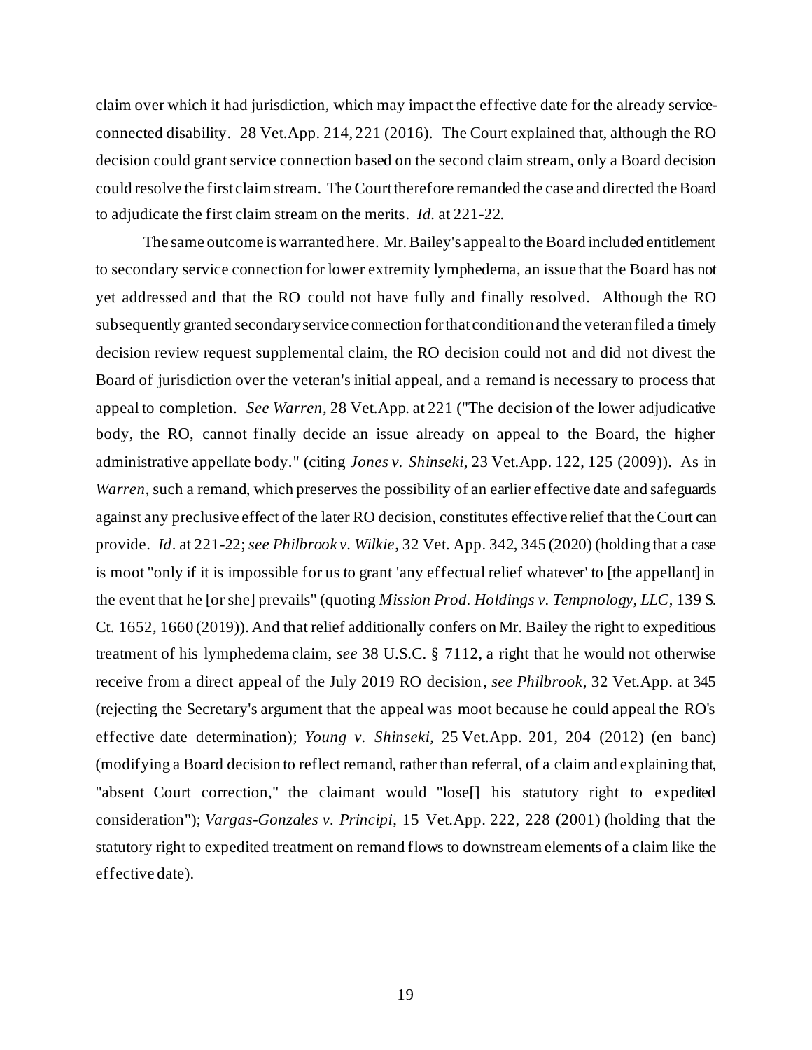claim over which it had jurisdiction, which may impact the effective date for the already service-connected disability. 28 Vet.App. 214, 221 (2016). The Court explained that, although the RO decision could grant service connection based on the second claim stream, only a Board decision could resolve the first claim stream. The Court therefore remanded the case and directed the Board to adjudicate the first claim stream on the merits. *Id.* at 221-22.

The same outcome is warranted here. Mr. Bailey's appeal to the Board included entitlement to secondary service connection for lower extremity lymphedema, an issue that the Board has not yet addressed and that the RO could not have fully and finally resolved. Although the RO subsequently granted secondary service connection for that condition and the veteran filed a timely decision review request supplemental claim, the RO decision could not and did not divest the Board of jurisdiction over the veteran's initial appeal, and a remand is necessary to process that appeal to completion. *See Warren*, 28 Vet.App. at 221 ("The decision of the lower adjudicative body, the RO, cannot finally decide an issue already on appeal to the Board, the higher administrative appellate body." (citing *Jones v. Shinseki*, 23 Vet.App. 122, 125 (2009)). As in *Warren*, such a remand, which preserves the possibility of an earlier effective date and safeguards against any preclusive effect of the later RO decision, constitutes effective relief that the Court can provide. *Id*. at 221-22; *see Philbrook v. Wilkie*, 32 Vet. App. 342, 345 (2020) (holding that a case is moot "only if it is impossible for us to grant 'any effectual relief whatever' to [the appellant] in the event that he [or she] prevails" (quoting *Mission Prod. Holdings v. Tempnology, LLC*, 139 S. Ct. 1652, 1660 (2019)). And that relief additionally confers on Mr. Bailey the right to expeditious treatment of his lymphedema claim, *see* 38 U.S.C. § 7112, a right that he would not otherwise receive from a direct appeal of the July 2019 RO decision, *see Philbrook*, 32 Vet.App. at 345 (rejecting the Secretary's argument that the appeal was moot because he could appeal the RO's effective date determination); *Young v. Shinseki*, 25 Vet.App. 201, 204 (2012) (en banc) (modifying a Board decision to reflect remand, rather than referral, of a claim and explaining that, "absent Court correction," the claimant would "lose[] his statutory right to expedited consideration"); *Vargas-Gonzales v. Principi*, 15 Vet.App. 222, 228 (2001) (holding that the statutory right to expedited treatment on remand flows to downstream elements of a claim like the effective date).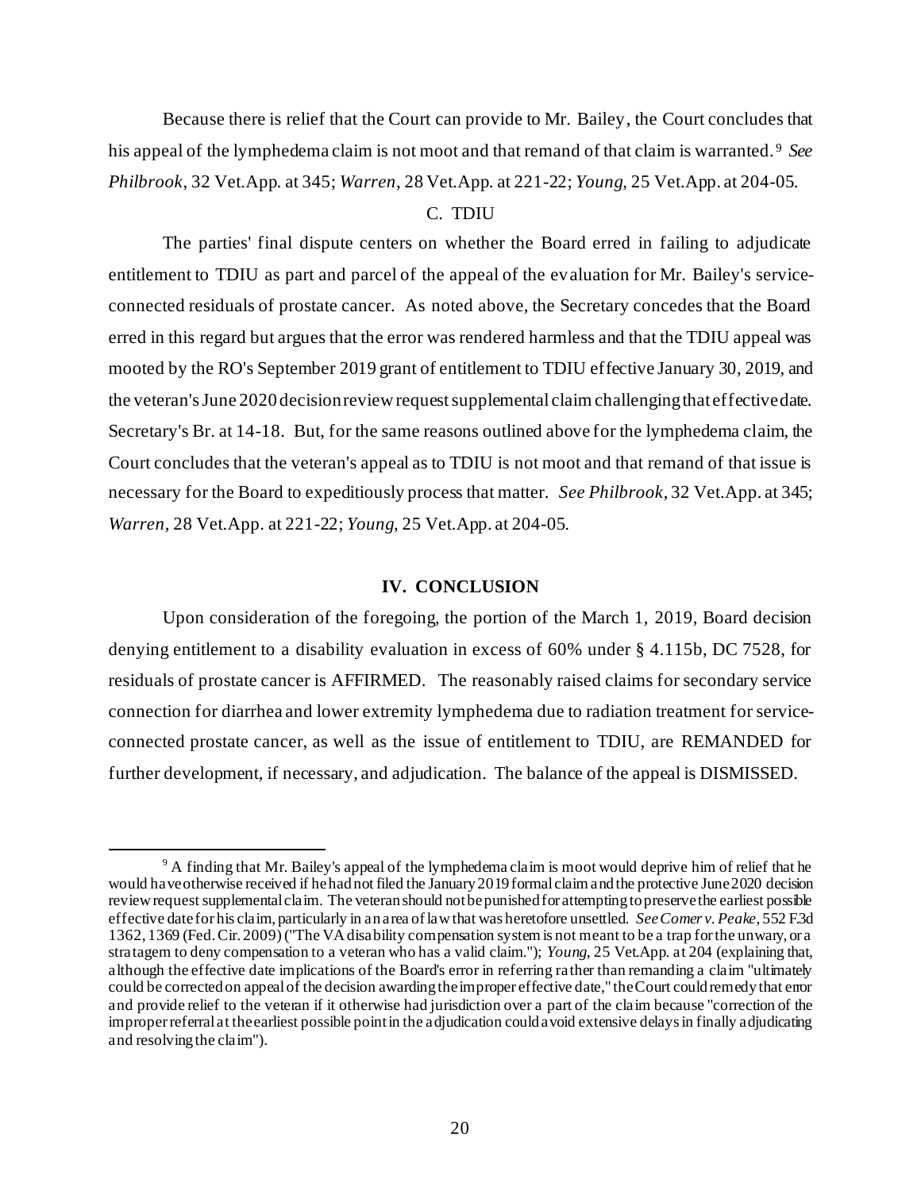Because there is relief that the Court can provide to Mr. Bailey, the Court concludes that his appeal of the lymphedema claim is not moot and that remand of that claim is warranted.[9] *See Philbrook*, 32 Vet.App. at 345; *Warren*, 28 Vet.App. at 221-22; *Young*, 25 Vet.App. at 204-05.

### C. TDIU

The parties' final dispute centers on whether the Board erred in failing to adjudicate entitlement to TDIU as part and parcel of the appeal of the evaluation for Mr. Bailey's service-connected residuals of prostate cancer. As noted above, the Secretary concedes that the Board erred in this regard but argues that the error was rendered harmless and that the TDIU appeal was mooted by the RO's September 2019 grant of entitlement to TDIU effective January 30, 2019, and the veteran's June 2020 decision review request supplemental claim challenging that effective date. Secretary's Br. at 14-18. But, for the same reasons outlined above for the lymphedema claim, the Court concludes that the veteran's appeal as to TDIU is not moot and that remand of that issue is necessary for the Board to expeditiously process that matter. *See Philbrook*, 32 Vet.App. at 345; *Warren*, 28 Vet.App. at 221-22; *Young*, 25 Vet.App. at 204-05.

## IV. CONCLUSION

Upon consideration of the foregoing, the portion of the March 1, 2019, Board decision denying entitlement to a disability evaluation in excess of 60% under § 4.115b, DC 7528, for residuals of prostate cancer is AFFIRMED. The reasonably raised claims for secondary service connection for diarrhea and lower extremity lymphedema due to radiation treatment for service-connected prostate cancer, as well as the issue of entitlement to TDIU, are REMANDED for further development, if necessary, and adjudication. The balance of the appeal is DISMISSED.

---

[9] A finding that Mr. Bailey's appeal of the lymphedema claim is moot would deprive him of relief that he would have otherwise received if he had not filed the January 2019 formal claim and the protective June 2020 decision review request supplemental claim. The veteran should not be punished for attempting to preserve the earliest possible effective date for his claim, particularly in an area of law that was heretofore unsettled. *See Comer v. Peake*, 552 F.3d 1362, 1369 (Fed. Cir. 2009) ("The VA disability compensation system is not meant to be a trap for the unwary, or a stratagem to deny compensation to a veteran who has a valid claim."); *Young*, 25 Vet.App. at 204 (explaining that, although the effective date implications of the Board's error in referring rather than remanding a claim "ultimately could be corrected on appeal of the decision awarding the improper effective date," the Court could remedy that error and provide relief to the veteran if it otherwise had jurisdiction over a part of the claim because "correction of the improper referral at the earliest possible point in the adjudication could avoid extensive delays in finally adjudicating and resolving the claim").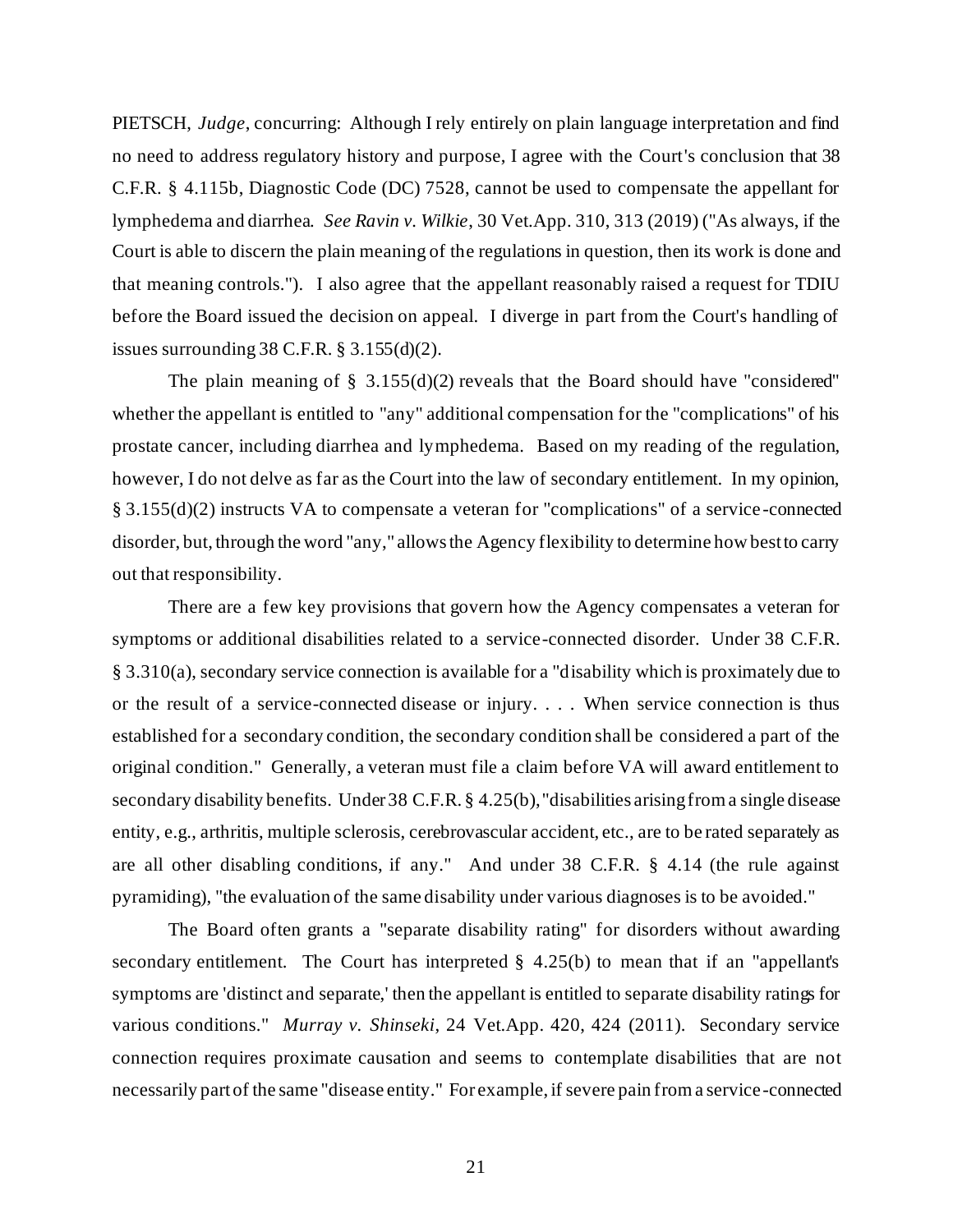PIETSCH, *Judge*, concurring: Although I rely entirely on plain language interpretation and find no need to address regulatory history and purpose, I agree with the Court's conclusion that 38 C.F.R. § 4.115b, Diagnostic Code (DC) 7528, cannot be used to compensate the appellant for lymphedema and diarrhea. *See Ravin v. Wilkie*, 30 Vet.App. 310, 313 (2019) ("As always, if the Court is able to discern the plain meaning of the regulations in question, then its work is done and that meaning controls."). I also agree that the appellant reasonably raised a request for TDIU before the Board issued the decision on appeal. I diverge in part from the Court's handling of issues surrounding 38 C.F.R. § 3.155(d)(2).

The plain meaning of § 3.155(d)(2) reveals that the Board should have "considered" whether the appellant is entitled to "any" additional compensation for the "complications" of his prostate cancer, including diarrhea and lymphedema. Based on my reading of the regulation, however, I do not delve as far as the Court into the law of secondary entitlement. In my opinion, § 3.155(d)(2) instructs VA to compensate a veteran for "complications" of a service-connected disorder, but, through the word "any," allows the Agency flexibility to determine how best to carry out that responsibility.

There are a few key provisions that govern how the Agency compensates a veteran for symptoms or additional disabilities related to a service-connected disorder. Under 38 C.F.R. § 3.310(a), secondary service connection is available for a "disability which is proximately due to or the result of a service-connected disease or injury. . . . When service connection is thus established for a secondary condition, the secondary condition shall be considered a part of the original condition." Generally, a veteran must file a claim before VA will award entitlement to secondary disability benefits. Under 38 C.F.R. § 4.25(b), "disabilities arising from a single disease entity, e.g., arthritis, multiple sclerosis, cerebrovascular accident, etc., are to be rated separately as are all other disabling conditions, if any." And under 38 C.F.R. § 4.14 (the rule against pyramiding), "the evaluation of the same disability under various diagnoses is to be avoided."

The Board often grants a "separate disability rating" for disorders without awarding secondary entitlement. The Court has interpreted § 4.25(b) to mean that if an "appellant's symptoms are 'distinct and separate,' then the appellant is entitled to separate disability ratings for various conditions." *Murray v. Shinseki*, 24 Vet.App. 420, 424 (2011). Secondary service connection requires proximate causation and seems to contemplate disabilities that are not necessarily part of the same "disease entity." For example, if severe pain from a service-connected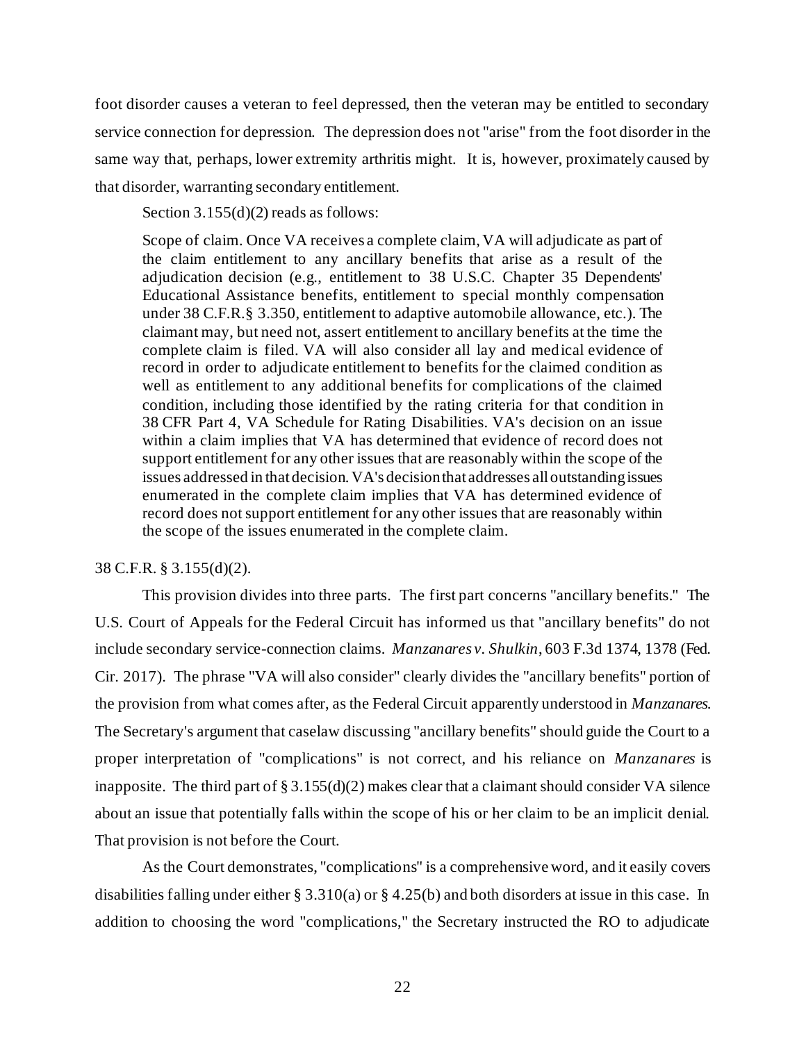foot disorder causes a veteran to feel depressed, then the veteran may be entitled to secondary service connection for depression. The depression does not "arise" from the foot disorder in the same way that, perhaps, lower extremity arthritis might. It is, however, proximately caused by that disorder, warranting secondary entitlement.

Section 3.155(d)(2) reads as follows:

> Scope of claim. Once VA receives a complete claim, VA will adjudicate as part of the claim entitlement to any ancillary benefits that arise as a result of the adjudication decision (e.g., entitlement to 38 U.S.C. Chapter 35 Dependents' Educational Assistance benefits, entitlement to special monthly compensation under 38 C.F.R.§ 3.350, entitlement to adaptive automobile allowance, etc.). The claimant may, but need not, assert entitlement to ancillary benefits at the time the complete claim is filed. VA will also consider all lay and medical evidence of record in order to adjudicate entitlement to benefits for the claimed condition as well as entitlement to any additional benefits for complications of the claimed condition, including those identified by the rating criteria for that condition in 38 CFR Part 4, VA Schedule for Rating Disabilities. VA's decision on an issue within a claim implies that VA has determined that evidence of record does not support entitlement for any other issues that are reasonably within the scope of the issues addressed in that decision. VA's decision that addresses all outstanding issues enumerated in the complete claim implies that VA has determined evidence of record does not support entitlement for any other issues that are reasonably within the scope of the issues enumerated in the complete claim.

38 C.F.R. § 3.155(d)(2).

This provision divides into three parts. The first part concerns "ancillary benefits." The U.S. Court of Appeals for the Federal Circuit has informed us that "ancillary benefits" do not include secondary service-connection claims. *Manzanares v. Shulkin*, 603 F.3d 1374, 1378 (Fed. Cir. 2017). The phrase "VA will also consider" clearly divides the "ancillary benefits" portion of the provision from what comes after, as the Federal Circuit apparently understood in *Manzanares*. The Secretary's argument that caselaw discussing "ancillary benefits" should guide the Court to a proper interpretation of "complications" is not correct, and his reliance on *Manzanares* is inapposite. The third part of § 3.155(d)(2) makes clear that a claimant should consider VA silence about an issue that potentially falls within the scope of his or her claim to be an implicit denial. That provision is not before the Court.

As the Court demonstrates, "complications" is a comprehensive word, and it easily covers disabilities falling under either § 3.310(a) or § 4.25(b) and both disorders at issue in this case. In addition to choosing the word "complications," the Secretary instructed the RO to adjudicate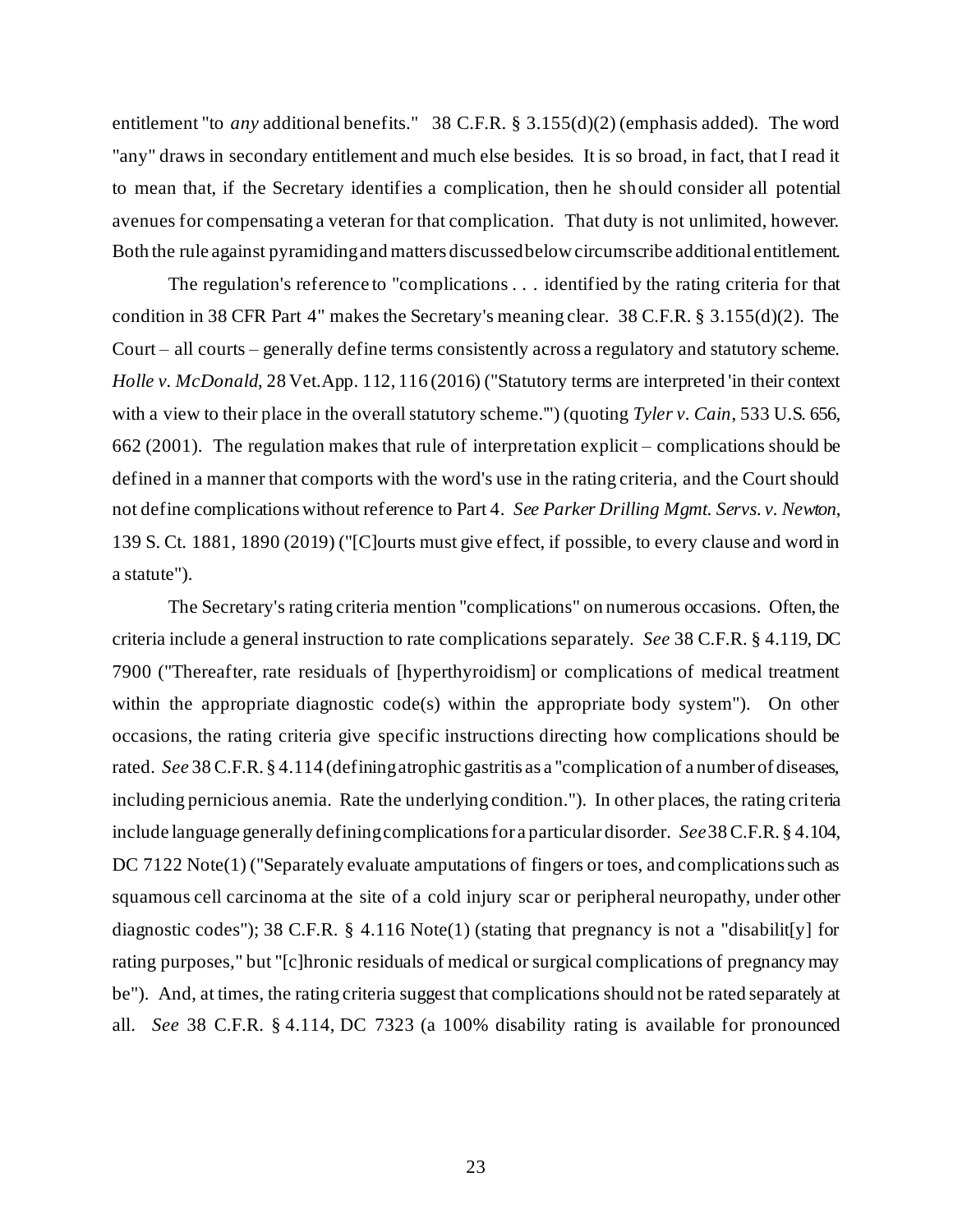entitlement "to *any* additional benefits." 38 C.F.R. § 3.155(d)(2) (emphasis added). The word "any" draws in secondary entitlement and much else besides. It is so broad, in fact, that I read it to mean that, if the Secretary identifies a complication, then he should consider all potential avenues for compensating a veteran for that complication. That duty is not unlimited, however. Both the rule against pyramiding and matters discussed below circumscribe additional entitlement.

The regulation's reference to "complications . . . identified by the rating criteria for that condition in 38 CFR Part 4" makes the Secretary's meaning clear. 38 C.F.R. § 3.155(d)(2). The Court – all courts – generally define terms consistently across a regulatory and statutory scheme. *Holle v. McDonald*, 28 Vet.App. 112, 116 (2016) ("Statutory terms are interpreted 'in their context with a view to their place in the overall statutory scheme.'") (quoting *Tyler v. Cain*, 533 U.S. 656, 662 (2001). The regulation makes that rule of interpretation explicit – complications should be defined in a manner that comports with the word's use in the rating criteria, and the Court should not define complications without reference to Part 4. *See Parker Drilling Mgmt. Servs. v. Newton*, 139 S. Ct. 1881, 1890 (2019) ("[C]ourts must give effect, if possible, to every clause and word in a statute").

The Secretary's rating criteria mention "complications" on numerous occasions. Often, the criteria include a general instruction to rate complications separately. *See* 38 C.F.R. § 4.119, DC 7900 ("Thereafter, rate residuals of [hyperthyroidism] or complications of medical treatment within the appropriate diagnostic code(s) within the appropriate body system"). On other occasions, the rating criteria give specific instructions directing how complications should be rated. *See* 38 C.F.R. § 4.114 (defining atrophic gastritis as a "complication of a number of diseases, including pernicious anemia. Rate the underlying condition."). In other places, the rating criteria include language generally defining complications for a particular disorder. *See* 38 C.F.R. § 4.104, DC 7122 Note(1) ("Separately evaluate amputations of fingers or toes, and complications such as squamous cell carcinoma at the site of a cold injury scar or peripheral neuropathy, under other diagnostic codes"); 38 C.F.R. § 4.116 Note(1) (stating that pregnancy is not a "disabilit[y] for rating purposes," but "[c]hronic residuals of medical or surgical complications of pregnancy may be"). And, at times, the rating criteria suggest that complications should not be rated separately at all. *See* 38 C.F.R. § 4.114, DC 7323 (a 100% disability rating is available for pronounced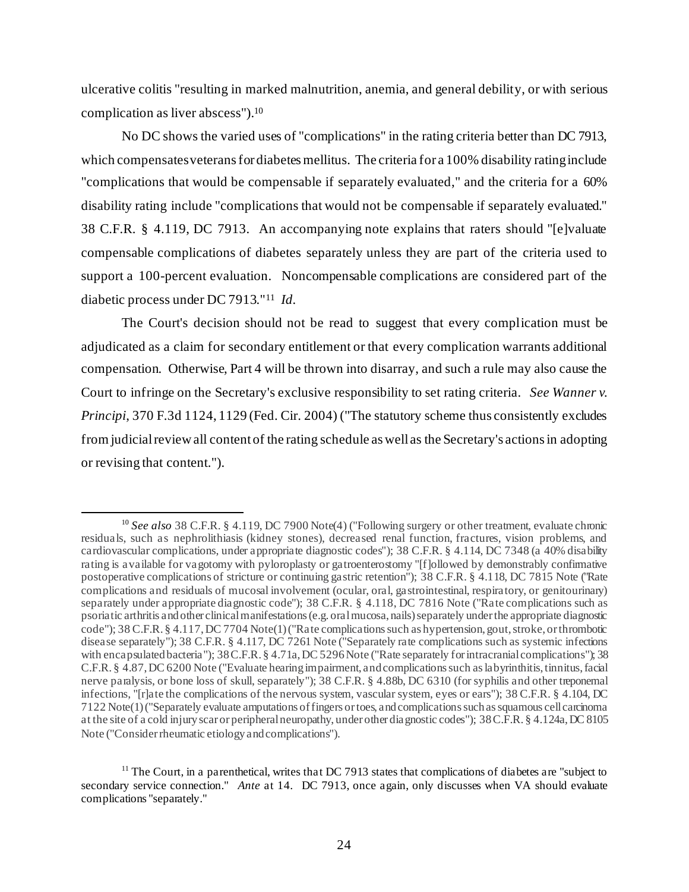ulcerative colitis "resulting in marked malnutrition, anemia, and general debility, or with serious complication as liver abscess").[10]

No DC shows the varied uses of "complications" in the rating criteria better than DC 7913, which compensates veterans for diabetes mellitus. The criteria for a 100% disability rating include "complications that would be compensable if separately evaluated," and the criteria for a 60% disability rating include "complications that would not be compensable if separately evaluated." 38 C.F.R. § 4.119, DC 7913. An accompanying note explains that raters should "[e]valuate compensable complications of diabetes separately unless they are part of the criteria used to support a 100-percent evaluation. Noncompensable complications are considered part of the diabetic process under DC 7913."[11] *Id.*

The Court's decision should not be read to suggest that every complication must be adjudicated as a claim for secondary entitlement or that every complication warrants additional compensation. Otherwise, Part 4 will be thrown into disarray, and such a rule may also cause the Court to infringe on the Secretary's exclusive responsibility to set rating criteria. *See Wanner v. Principi*, 370 F.3d 1124, 1129 (Fed. Cir. 2004) ("The statutory scheme thus consistently excludes from judicial review all content of the rating schedule as well as the Secretary's actions in adopting or revising that content.").

---

[10] *See also* 38 C.F.R. § 4.119, DC 7900 Note(4) ("Following surgery or other treatment, evaluate chronic residuals, such as nephrolithiasis (kidney stones), decreased renal function, fractures, vision problems, and cardiovascular complications, under appropriate diagnostic codes"); 38 C.F.R. § 4.114, DC 7348 (a 40% disability rating is available for vagotomy with pyloroplasty or gatroenterostomy "[f]ollowed by demonstrably confirmative postoperative complications of stricture or continuing gastric retention"); 38 C.F.R. § 4.118, DC 7815 Note ("Rate complications and residuals of mucosal involvement (ocular, oral, gastrointestinal, respiratory, or genitourinary) separately under appropriate diagnostic code"); 38 C.F.R. § 4.118, DC 7816 Note ("Rate complications such as psoriatic arthritis and other clinical manifestations (e.g. oral mucosa, nails) separately under the appropriate diagnostic code"); 38 C.F.R. § 4.117, DC 7704 Note(1) ("Rate complications such as hypertension, gout, stroke, or thrombotic disease separately"); 38 C.F.R. § 4.117, DC 7261 Note ("Separately rate complications such as systemic infections with encapsulated bacteria"); 38 C.F.R. § 4.71a, DC 5296 Note ("Rate separately for intracranial complications"); 38 C.F.R. § 4.87, DC 6200 Note ("Evaluate hearing impairment, and complications such as labyrinthitis, tinnitus, facial nerve paralysis, or bone loss of skull, separately"); 38 C.F.R. § 4.88b, DC 6310 (for syphilis and other treponemal infections, "[r]ate the complications of the nervous system, vascular system, eyes or ears"); 38 C.F.R. § 4.104, DC 7122 Note(1) ("Separately evaluate amputations of fingers or toes, and complications such as squamous cell carcinoma at the site of a cold injury scar or peripheral neuropathy, under other diagnostic codes"); 38 C.F.R. § 4.124a, DC 8105 Note ("Consider rheumatic etiology and complications").

[11] The Court, in a parenthetical, writes that DC 7913 states that complications of diabetes are "subject to secondary service connection." *Ante* at 14. DC 7913, once again, only discusses when VA should evaluate complications "separately."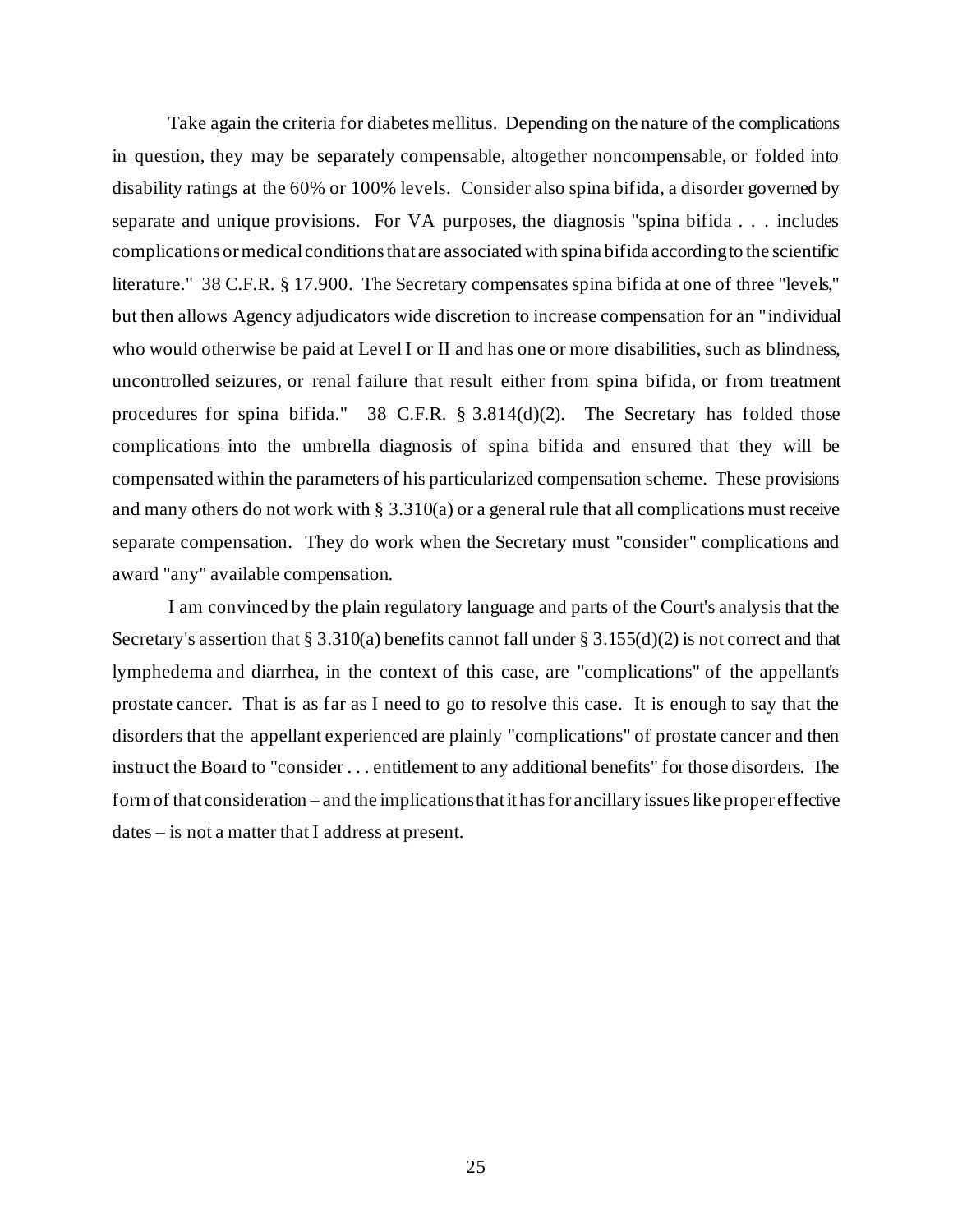Take again the criteria for diabetes mellitus. Depending on the nature of the complications in question, they may be separately compensable, altogether noncompensable, or folded into disability ratings at the 60% or 100% levels. Consider also spina bifida, a disorder governed by separate and unique provisions. For VA purposes, the diagnosis "spina bifida . . . includes complications or medical conditions that are associated with spina bifida according to the scientific literature." 38 C.F.R. § 17.900. The Secretary compensates spina bifida at one of three "levels," but then allows Agency adjudicators wide discretion to increase compensation for an "individual who would otherwise be paid at Level I or II and has one or more disabilities, such as blindness, uncontrolled seizures, or renal failure that result either from spina bifida, or from treatment procedures for spina bifida." 38 C.F.R. § 3.814(d)(2). The Secretary has folded those complications into the umbrella diagnosis of spina bifida and ensured that they will be compensated within the parameters of his particularized compensation scheme. These provisions and many others do not work with § 3.310(a) or a general rule that all complications must receive separate compensation. They do work when the Secretary must "consider" complications and award "any" available compensation.

I am convinced by the plain regulatory language and parts of the Court's analysis that the Secretary's assertion that § 3.310(a) benefits cannot fall under § 3.155(d)(2) is not correct and that lymphedema and diarrhea, in the context of this case, are "complications" of the appellant's prostate cancer. That is as far as I need to go to resolve this case. It is enough to say that the disorders that the appellant experienced are plainly "complications" of prostate cancer and then instruct the Board to "consider . . . entitlement to any additional benefits" for those disorders. The form of that consideration – and the implications that it has for ancillary issues like proper effective dates – is not a matter that I address at present.